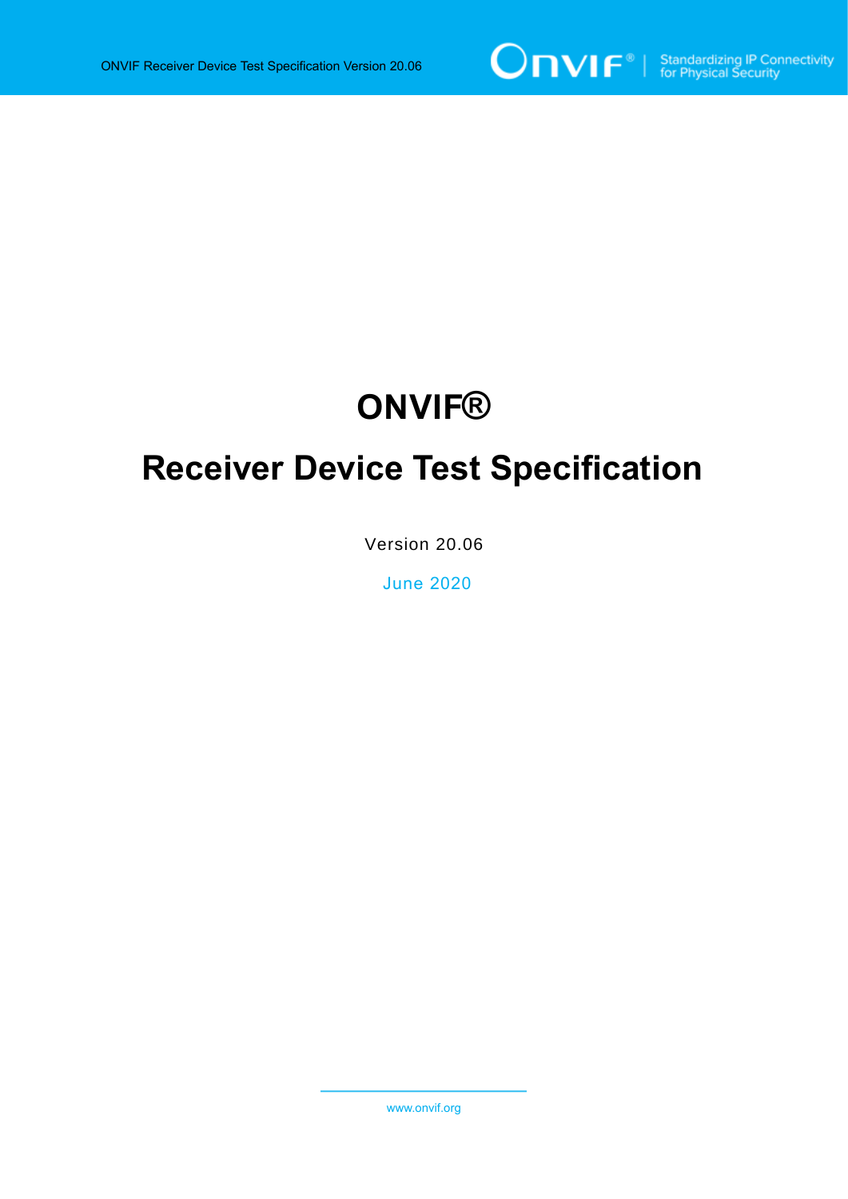# ONVIF®

# Receiver Device Test Specification

Version 20.06

June 2020

www.onvif.org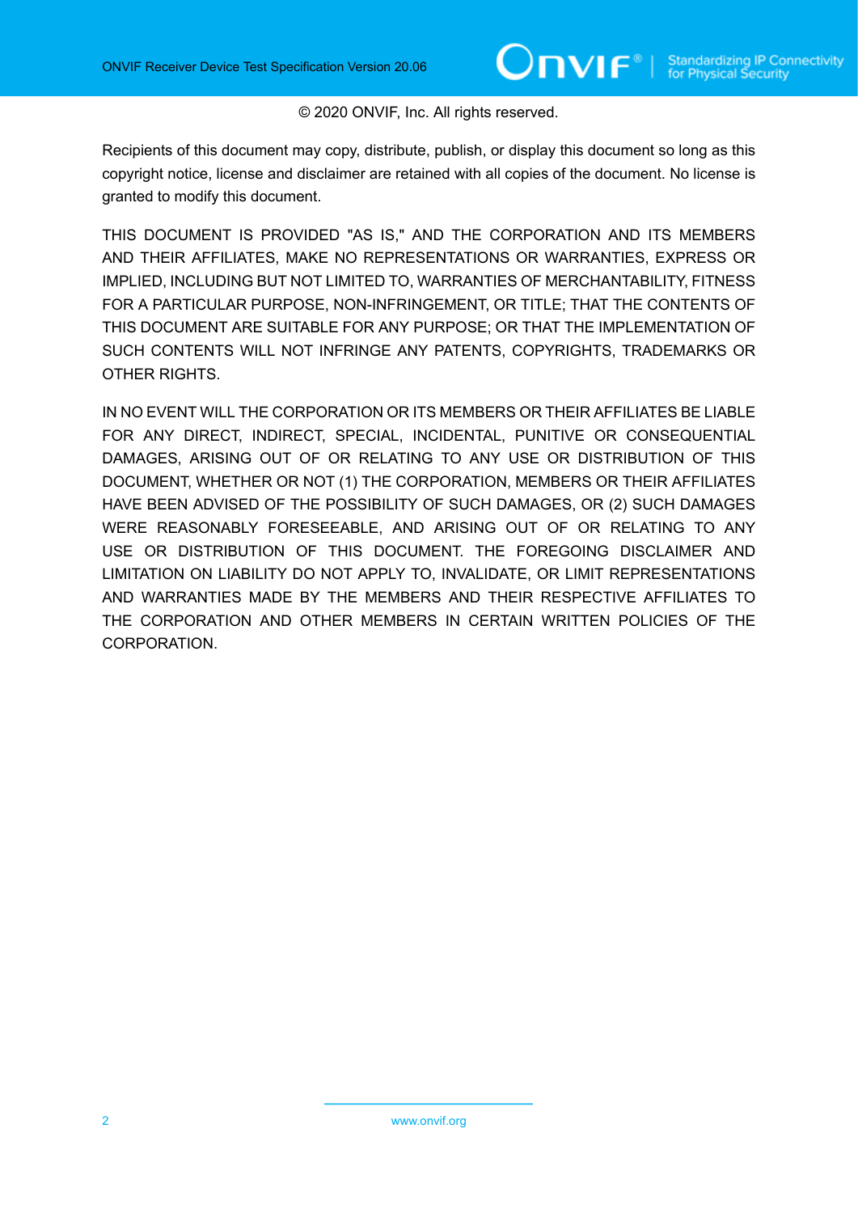© 2020 ONVIF, Inc. All rights reserved.

Recipients of this document may copy, distribute, publish, or display this document so long as this copyright notice, license and disclaimer are retained with all copies of the document. No license is granted to modify this document.

THIS DOCUMENT IS PROVIDED "AS IS," AND THE CORPORATION AND ITS MEMBERS AND THEIR AFFILIATES, MAKE NO REPRESENTATIONS OR WARRANTIES, EXPRESS OR IMPLIED, INCLUDING BUT NOT LIMITED TO, WARRANTIES OF MERCHANTABILITY, FITNESS FOR A PARTICULAR PURPOSE, NON-INFRINGEMENT, OR TITLE; THAT THE CONTENTS OF THIS DOCUMENT ARE SUITABLE FOR ANY PURPOSE; OR THAT THE IMPLEMENTATION OF SUCH CONTENTS WILL NOT INFRINGE ANY PATENTS, COPYRIGHTS, TRADEMARKS OR OTHER RIGHTS.

IN NO EVENT WILL THE CORPORATION OR ITS MEMBERS OR THEIR AFFILIATES BE LIABLE FOR ANY DIRECT, INDIRECT, SPECIAL, INCIDENTAL, PUNITIVE OR CONSEQUENTIAL DAMAGES, ARISING OUT OF OR RELATING TO ANY USE OR DISTRIBUTION OF THIS DOCUMENT, WHETHER OR NOT (1) THE CORPORATION, MEMBERS OR THEIR AFFILIATES HAVE BEEN ADVISED OF THE POSSIBILITY OF SUCH DAMAGES, OR (2) SUCH DAMAGES WERE REASONABLY FORESEEABLE, AND ARISING OUT OF OR RELATING TO ANY USE OR DISTRIBUTION OF THIS DOCUMENT. THE FOREGOING DISCLAIMER AND LIMITATION ON LIABILITY DO NOT APPLY TO, INVALIDATE, OR LIMIT REPRESENTATIONS AND WARRANTIES MADE BY THE MEMBERS AND THEIR RESPECTIVE AFFILIATES TO THE CORPORATION AND OTHER MEMBERS IN CERTAIN WRITTEN POLICIES OF THE CORPORATION.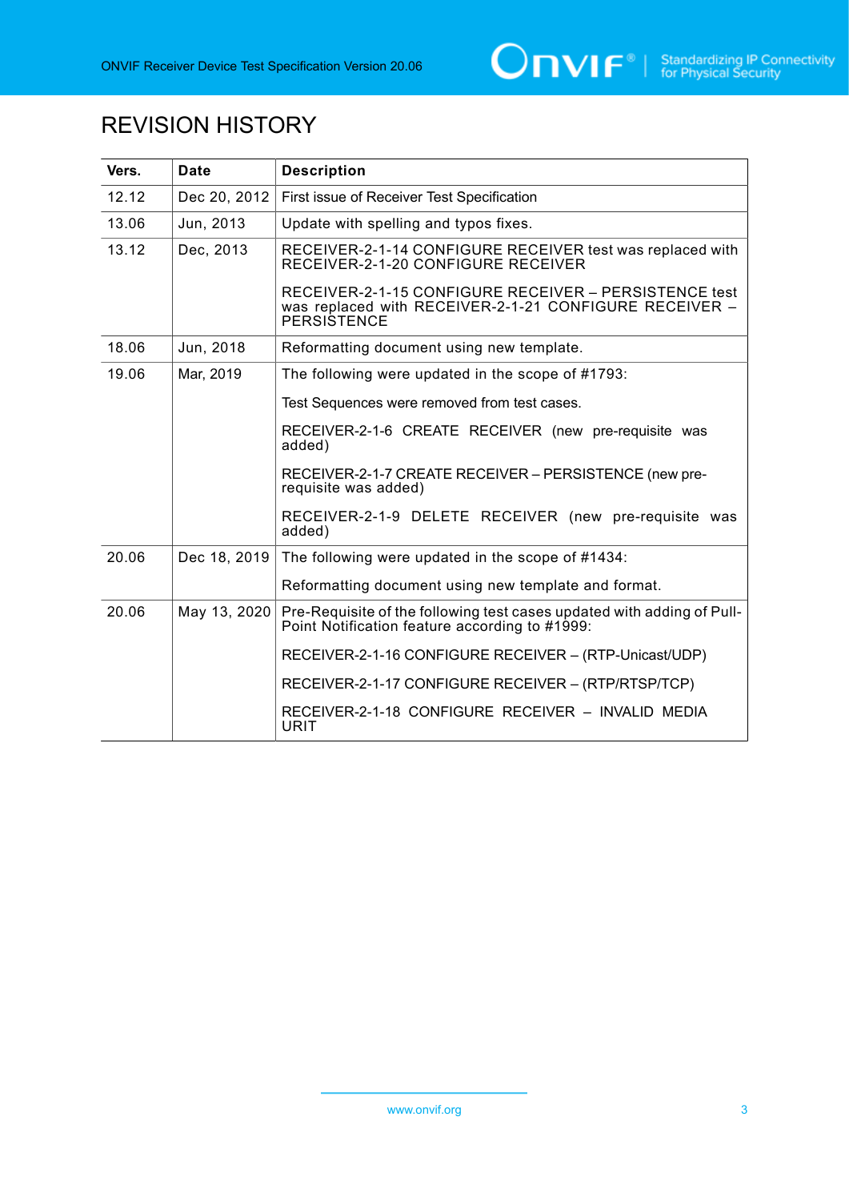# REVISION HISTORY

| Vers. | Date | Description |
| --- | --- | --- |
| 12.12 | Dec 20, 2012 | First issue of Receiver Test Specification |
| 13.06 | Jun, 2013 | Update with spelling and typos fixes. |
| 13.12 | Dec, 2013 | RECEIVER-2-1-14 CONFIGURE RECEIVER test was replaced with RECEIVER-2-1-20 CONFIGURE RECEIVER<br><br>RECEIVER-2-1-15 CONFIGURE RECEIVER – PERSISTENCE test was replaced with RECEIVER-2-1-21 CONFIGURE RECEIVER – PERSISTENCE |
| 18.06 | Jun, 2018 | Reformatting document using new template. |
| 19.06 | Mar, 2019 | The following were updated in the scope of #1793:<br><br>Test Sequences were removed from test cases.<br><br>RECEIVER-2-1-6 CREATE RECEIVER (new pre-requisite was added)<br><br>RECEIVER-2-1-7 CREATE RECEIVER – PERSISTENCE (new pre-requisite was added)<br><br>RECEIVER-2-1-9 DELETE RECEIVER (new pre-requisite was added) |
| 20.06 | Dec 18, 2019 | The following were updated in the scope of #1434:<br><br>Reformatting document using new template and format. |
| 20.06 | May 13, 2020 | Pre-Requisite of the following test cases updated with adding of Pull-Point Notification feature according to #1999:<br><br>RECEIVER-2-1-16 CONFIGURE RECEIVER – (RTP-Unicast/UDP)<br><br>RECEIVER-2-1-17 CONFIGURE RECEIVER – (RTP/RTSP/TCP)<br><br>RECEIVER-2-1-18 CONFIGURE RECEIVER – INVALID MEDIA URIT |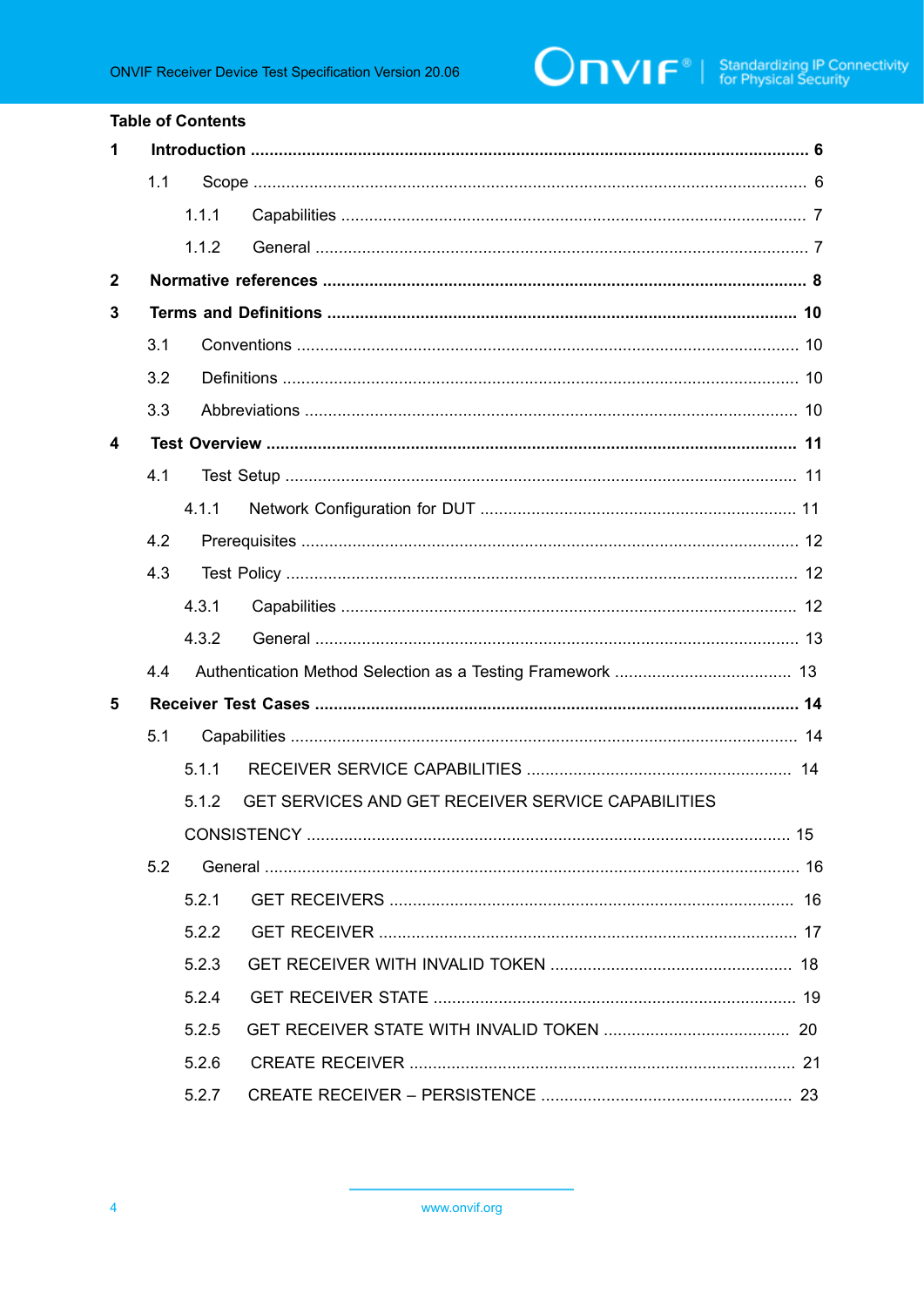**Table of Contents**

**1 Introduction** ..... **6**

1.1 Scope ..... 6

1.1.1 Capabilities ..... 7

1.1.2 General ..... 7

**2 Normative references** ..... **8**

**3 Terms and Definitions** ..... **10**

3.1 Conventions ..... 10

3.2 Definitions ..... 10

3.3 Abbreviations ..... 10

**4 Test Overview** ..... **11**

4.1 Test Setup ..... 11

4.1.1 Network Configuration for DUT ..... 11

4.2 Prerequisites ..... 12

4.3 Test Policy ..... 12

4.3.1 Capabilities ..... 12

4.3.2 General ..... 13

4.4 Authentication Method Selection as a Testing Framework ..... 13

**5 Receiver Test Cases** ..... **14**

5.1 Capabilities ..... 14

5.1.1 RECEIVER SERVICE CAPABILITIES ..... 14

5.1.2 GET SERVICES AND GET RECEIVER SERVICE CAPABILITIES CONSISTENCY ..... 15

5.2 General ..... 16

5.2.1 GET RECEIVERS ..... 16

5.2.2 GET RECEIVER ..... 17

5.2.3 GET RECEIVER WITH INVALID TOKEN ..... 18

5.2.4 GET RECEIVER STATE ..... 19

5.2.5 GET RECEIVER STATE WITH INVALID TOKEN ..... 20

5.2.6 CREATE RECEIVER ..... 21

5.2.7 CREATE RECEIVER – PERSISTENCE ..... 23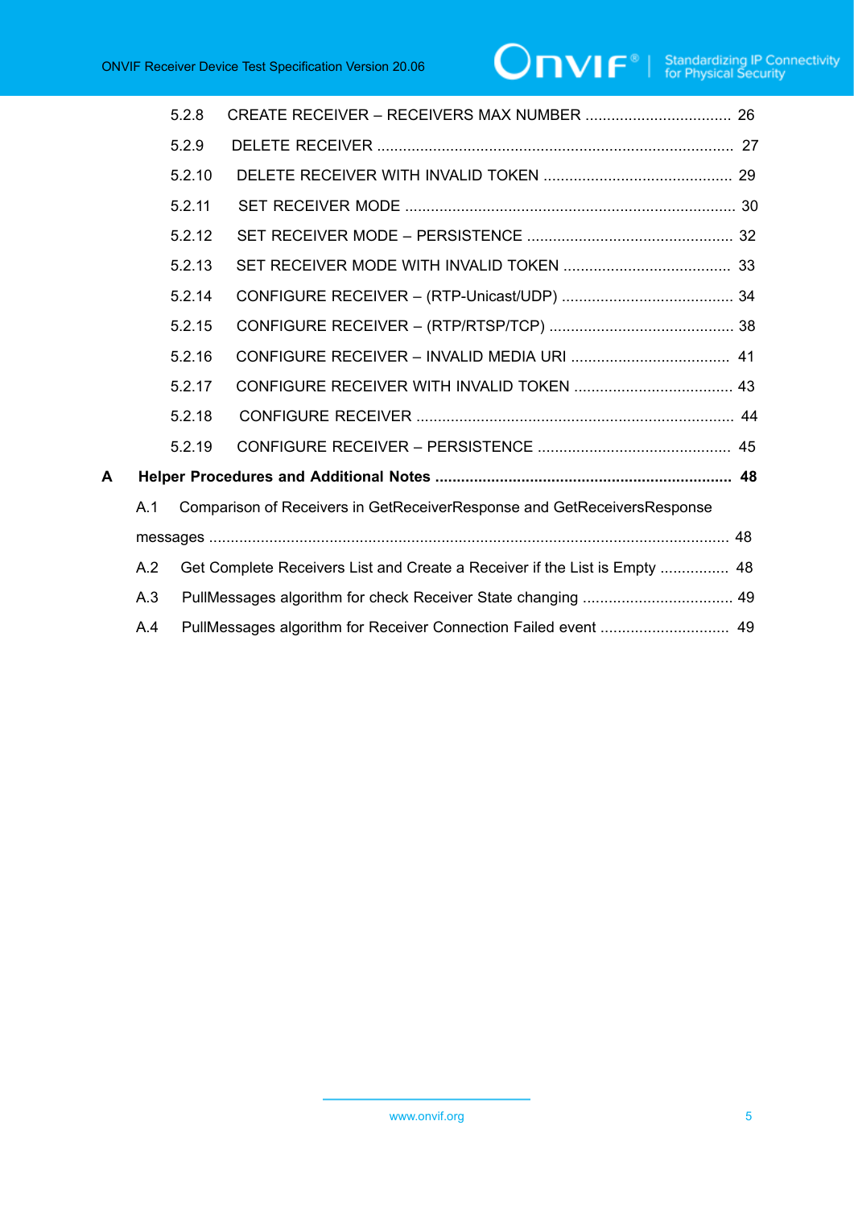5.2.8 CREATE RECEIVER – RECEIVERS MAX NUMBER .................................. 26

5.2.9 DELETE RECEIVER .................................................................................. 27

5.2.10 DELETE RECEIVER WITH INVALID TOKEN ............................................ 29

5.2.11 SET RECEIVER MODE ............................................................................ 30

5.2.12 SET RECEIVER MODE – PERSISTENCE ................................................ 32

5.2.13 SET RECEIVER MODE WITH INVALID TOKEN ....................................... 33

5.2.14 CONFIGURE RECEIVER – (RTP-Unicast/UDP) ........................................ 34

5.2.15 CONFIGURE RECEIVER – (RTP/RTSP/TCP) ........................................... 38

5.2.16 CONFIGURE RECEIVER – INVALID MEDIA URI ..................................... 41

5.2.17 CONFIGURE RECEIVER WITH INVALID TOKEN ..................................... 43

5.2.18 CONFIGURE RECEIVER ......................................................................... 44

5.2.19 CONFIGURE RECEIVER – PERSISTENCE ............................................. 45

**A Helper Procedures and Additional Notes .................................................................... 48**

A.1 Comparison of Receivers in GetReceiverResponse and GetReceiversResponse messages ........................................................................................................................ 48

A.2 Get Complete Receivers List and Create a Receiver if the List is Empty ................ 48

A.3 PullMessages algorithm for check Receiver State changing ................................... 49

A.4 PullMessages algorithm for Receiver Connection Failed event .............................. 49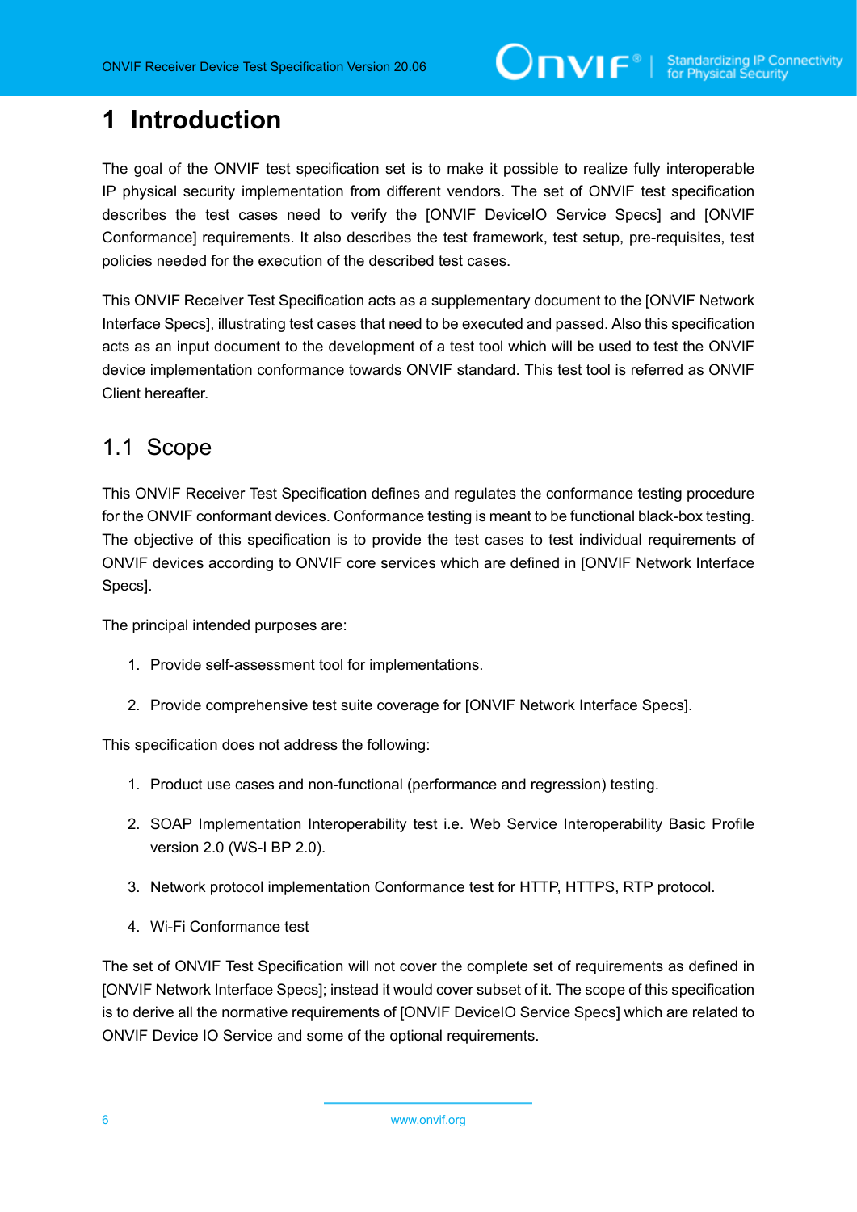# 1 Introduction

The goal of the ONVIF test specification set is to make it possible to realize fully interoperable IP physical security implementation from different vendors. The set of ONVIF test specification describes the test cases need to verify the [ONVIF DeviceIO Service Specs] and [ONVIF Conformance] requirements. It also describes the test framework, test setup, pre-requisites, test policies needed for the execution of the described test cases.

This ONVIF Receiver Test Specification acts as a supplementary document to the [ONVIF Network Interface Specs], illustrating test cases that need to be executed and passed. Also this specification acts as an input document to the development of a test tool which will be used to test the ONVIF device implementation conformance towards ONVIF standard. This test tool is referred as ONVIF Client hereafter.

## 1.1 Scope

This ONVIF Receiver Test Specification defines and regulates the conformance testing procedure for the ONVIF conformant devices. Conformance testing is meant to be functional black-box testing. The objective of this specification is to provide the test cases to test individual requirements of ONVIF devices according to ONVIF core services which are defined in [ONVIF Network Interface Specs].

The principal intended purposes are:

1. Provide self-assessment tool for implementations.
2. Provide comprehensive test suite coverage for [ONVIF Network Interface Specs].

This specification does not address the following:

1. Product use cases and non-functional (performance and regression) testing.
2. SOAP Implementation Interoperability test i.e. Web Service Interoperability Basic Profile version 2.0 (WS-I BP 2.0).
3. Network protocol implementation Conformance test for HTTP, HTTPS, RTP protocol.
4. Wi-Fi Conformance test

The set of ONVIF Test Specification will not cover the complete set of requirements as defined in [ONVIF Network Interface Specs]; instead it would cover subset of it. The scope of this specification is to derive all the normative requirements of [ONVIF DeviceIO Service Specs] which are related to ONVIF Device IO Service and some of the optional requirements.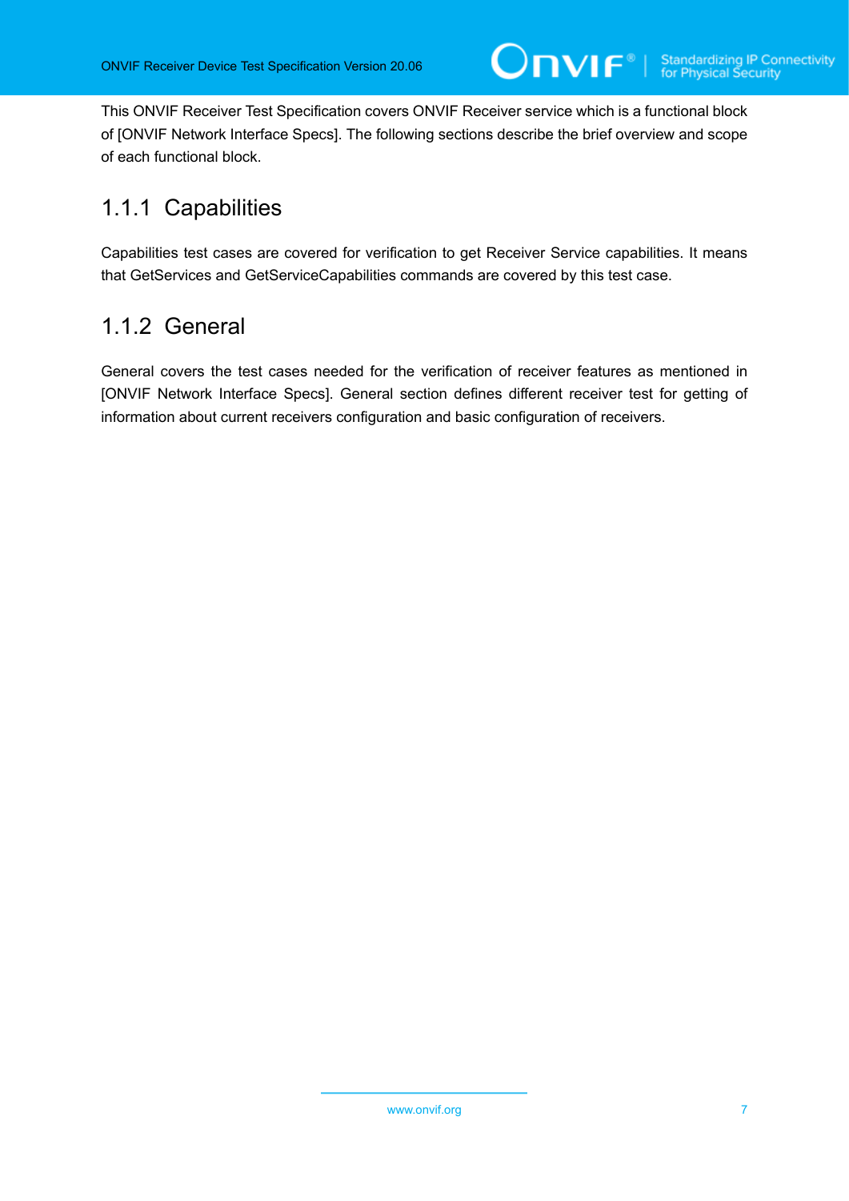This ONVIF Receiver Test Specification covers ONVIF Receiver service which is a functional block of [ONVIF Network Interface Specs]. The following sections describe the brief overview and scope of each functional block.

### 1.1.1 Capabilities

Capabilities test cases are covered for verification to get Receiver Service capabilities. It means that GetServices and GetServiceCapabilities commands are covered by this test case.

### 1.1.2 General

General covers the test cases needed for the verification of receiver features as mentioned in [ONVIF Network Interface Specs]. General section defines different receiver test for getting of information about current receivers configuration and basic configuration of receivers.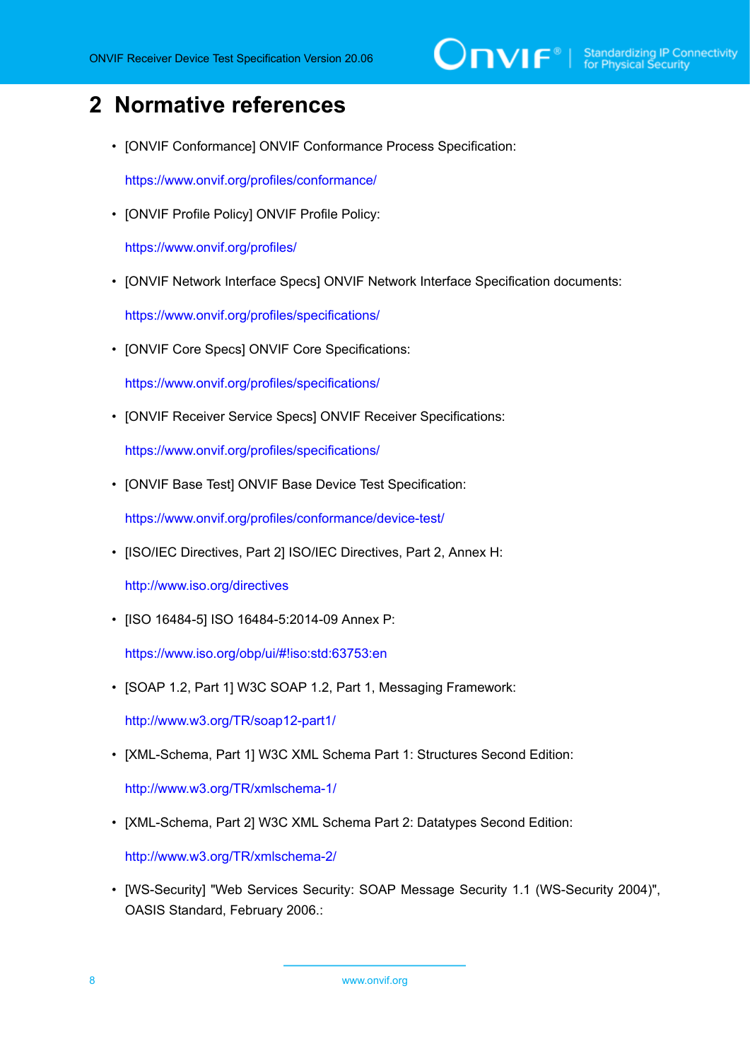# 2 Normative references

- [ONVIF Conformance] ONVIF Conformance Process Specification:

  https://www.onvif.org/profiles/conformance/

- [ONVIF Profile Policy] ONVIF Profile Policy:

  https://www.onvif.org/profiles/

- [ONVIF Network Interface Specs] ONVIF Network Interface Specification documents:

  https://www.onvif.org/profiles/specifications/

- [ONVIF Core Specs] ONVIF Core Specifications:

  https://www.onvif.org/profiles/specifications/

- [ONVIF Receiver Service Specs] ONVIF Receiver Specifications:

  https://www.onvif.org/profiles/specifications/

- [ONVIF Base Test] ONVIF Base Device Test Specification:

  https://www.onvif.org/profiles/conformance/device-test/

- [ISO/IEC Directives, Part 2] ISO/IEC Directives, Part 2, Annex H:

  http://www.iso.org/directives

- [ISO 16484-5] ISO 16484-5:2014-09 Annex P:

  https://www.iso.org/obp/ui/#!iso:std:63753:en

- [SOAP 1.2, Part 1] W3C SOAP 1.2, Part 1, Messaging Framework:

  http://www.w3.org/TR/soap12-part1/

- [XML-Schema, Part 1] W3C XML Schema Part 1: Structures Second Edition:

  http://www.w3.org/TR/xmlschema-1/

- [XML-Schema, Part 2] W3C XML Schema Part 2: Datatypes Second Edition:

  http://www.w3.org/TR/xmlschema-2/

- [WS-Security] "Web Services Security: SOAP Message Security 1.1 (WS-Security 2004)", OASIS Standard, February 2006.: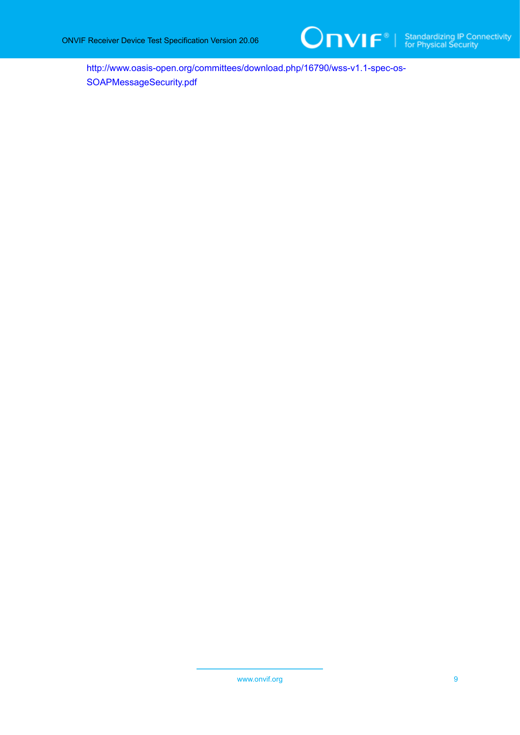http://www.oasis-open.org/committees/download.php/16790/wss-v1.1-spec-os-SOAPMessageSecurity.pdf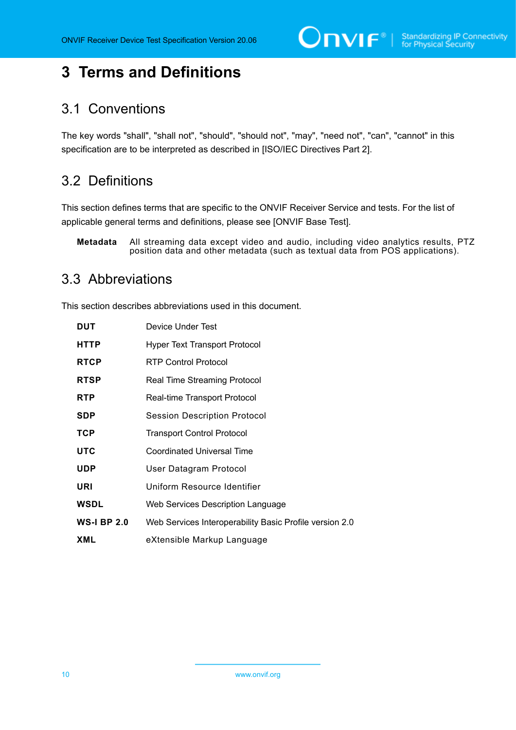# 3 Terms and Definitions

## 3.1 Conventions

The key words "shall", "shall not", "should", "should not", "may", "need not", "can", "cannot" in this specification are to be interpreted as described in [ISO/IEC Directives Part 2].

## 3.2 Definitions

This section defines terms that are specific to the ONVIF Receiver Service and tests. For the list of applicable general terms and definitions, please see [ONVIF Base Test].

| | |
|---|---|
| **Metadata** | All streaming data except video and audio, including video analytics results, PTZ position data and other metadata (such as textual data from POS applications). |

## 3.3 Abbreviations

This section describes abbreviations used in this document.

| | |
|---|---|
| **DUT** | Device Under Test |
| **HTTP** | Hyper Text Transport Protocol |
| **RTCP** | RTP Control Protocol |
| **RTSP** | Real Time Streaming Protocol |
| **RTP** | Real-time Transport Protocol |
| **SDP** | Session Description Protocol |
| **TCP** | Transport Control Protocol |
| **UTC** | Coordinated Universal Time |
| **UDP** | User Datagram Protocol |
| **URI** | Uniform Resource Identifier |
| **WSDL** | Web Services Description Language |
| **WS-I BP 2.0** | Web Services Interoperability Basic Profile version 2.0 |
| **XML** | eXtensible Markup Language |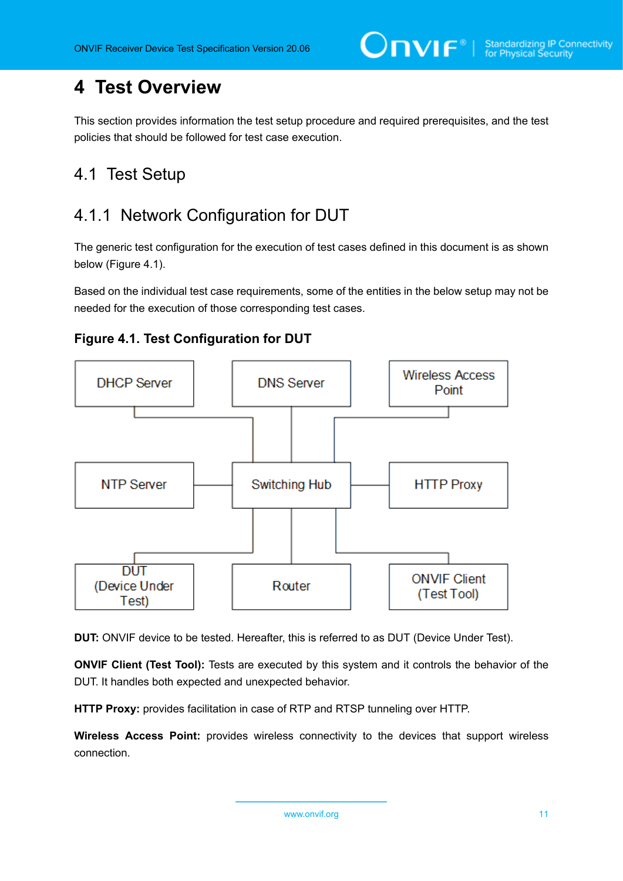# 4 Test Overview

This section provides information the test setup procedure and required prerequisites, and the test policies that should be followed for test case execution.

## 4.1 Test Setup

### 4.1.1 Network Configuration for DUT

The generic test configuration for the execution of test cases defined in this document is as shown below (Figure 4.1).

Based on the individual test case requirements, some of the entities in the below setup may not be needed for the execution of those corresponding test cases.

**Figure 4.1. Test Configuration for DUT**

DHCP Server | DNS Server | Wireless Access Point

NTP Server | Switching Hub | HTTP Proxy

DUT (Device Under Test) | Router | ONVIF Client (Test Tool)

**DUT:** ONVIF device to be tested. Hereafter, this is referred to as DUT (Device Under Test).

**ONVIF Client (Test Tool):** Tests are executed by this system and it controls the behavior of the DUT. It handles both expected and unexpected behavior.

**HTTP Proxy:** provides facilitation in case of RTP and RTSP tunneling over HTTP.

**Wireless Access Point:** provides wireless connectivity to the devices that support wireless connection.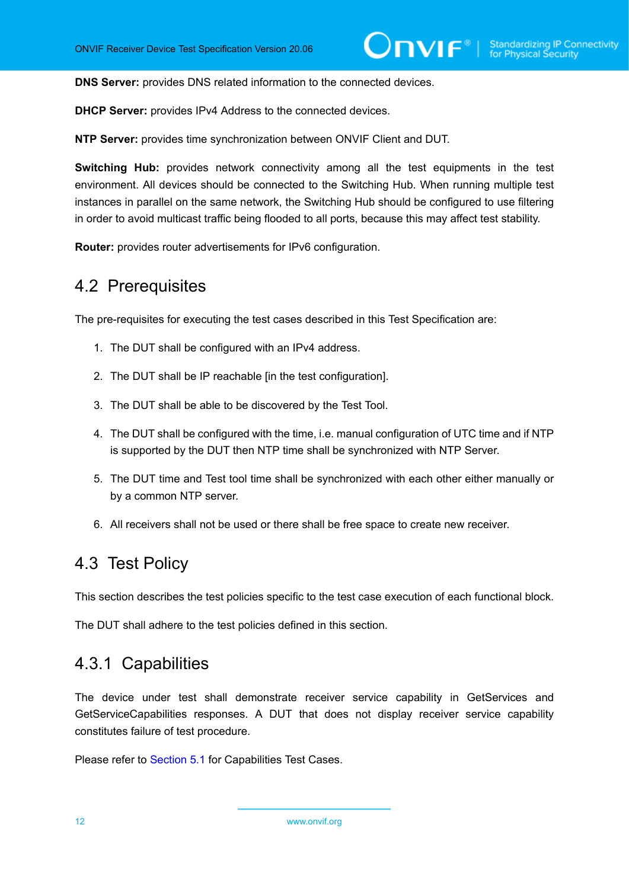**DNS Server:** provides DNS related information to the connected devices.

**DHCP Server:** provides IPv4 Address to the connected devices.

**NTP Server:** provides time synchronization between ONVIF Client and DUT.

**Switching Hub:** provides network connectivity among all the test equipments in the test environment. All devices should be connected to the Switching Hub. When running multiple test instances in parallel on the same network, the Switching Hub should be configured to use filtering in order to avoid multicast traffic being flooded to all ports, because this may affect test stability.

**Router:** provides router advertisements for IPv6 configuration.

## 4.2 Prerequisites

The pre-requisites for executing the test cases described in this Test Specification are:

1. The DUT shall be configured with an IPv4 address.
2. The DUT shall be IP reachable [in the test configuration].
3. The DUT shall be able to be discovered by the Test Tool.
4. The DUT shall be configured with the time, i.e. manual configuration of UTC time and if NTP is supported by the DUT then NTP time shall be synchronized with NTP Server.
5. The DUT time and Test tool time shall be synchronized with each other either manually or by a common NTP server.
6. All receivers shall not be used or there shall be free space to create new receiver.

## 4.3 Test Policy

This section describes the test policies specific to the test case execution of each functional block.

The DUT shall adhere to the test policies defined in this section.

### 4.3.1 Capabilities

The device under test shall demonstrate receiver service capability in GetServices and GetServiceCapabilities responses. A DUT that does not display receiver service capability constitutes failure of test procedure.

Please refer to Section 5.1 for Capabilities Test Cases.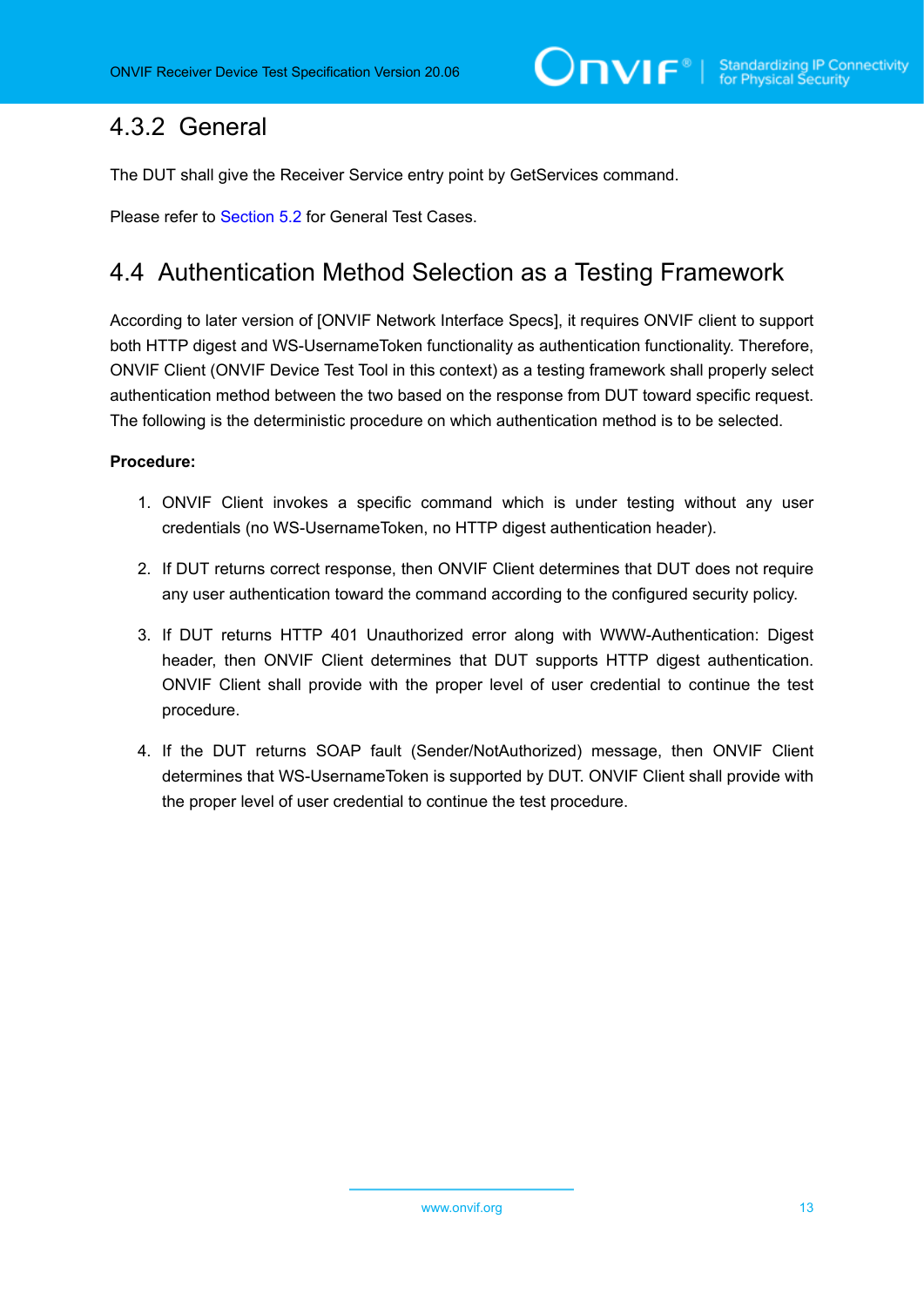### 4.3.2 General

The DUT shall give the Receiver Service entry point by GetServices command.

Please refer to Section 5.2 for General Test Cases.

## 4.4 Authentication Method Selection as a Testing Framework

According to later version of [ONVIF Network Interface Specs], it requires ONVIF client to support both HTTP digest and WS-UsernameToken functionality as authentication functionality. Therefore, ONVIF Client (ONVIF Device Test Tool in this context) as a testing framework shall properly select authentication method between the two based on the response from DUT toward specific request. The following is the deterministic procedure on which authentication method is to be selected.

**Procedure:**

1. ONVIF Client invokes a specific command which is under testing without any user credentials (no WS-UsernameToken, no HTTP digest authentication header).
2. If DUT returns correct response, then ONVIF Client determines that DUT does not require any user authentication toward the command according to the configured security policy.
3. If DUT returns HTTP 401 Unauthorized error along with WWW-Authentication: Digest header, then ONVIF Client determines that DUT supports HTTP digest authentication. ONVIF Client shall provide with the proper level of user credential to continue the test procedure.
4. If the DUT returns SOAP fault (Sender/NotAuthorized) message, then ONVIF Client determines that WS-UsernameToken is supported by DUT. ONVIF Client shall provide with the proper level of user credential to continue the test procedure.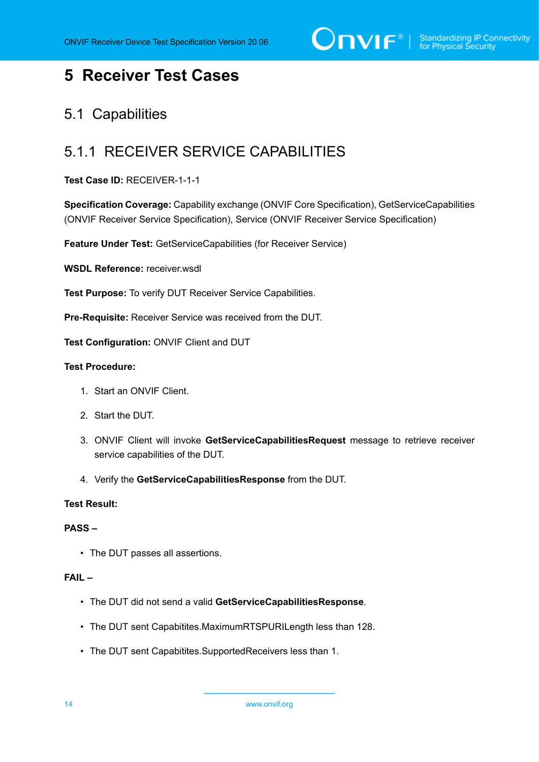# 5 Receiver Test Cases

## 5.1 Capabilities

### 5.1.1 RECEIVER SERVICE CAPABILITIES

**Test Case ID:** RECEIVER-1-1-1

**Specification Coverage:** Capability exchange (ONVIF Core Specification), GetServiceCapabilities (ONVIF Receiver Service Specification), Service (ONVIF Receiver Service Specification)

**Feature Under Test:** GetServiceCapabilities (for Receiver Service)

**WSDL Reference:** receiver.wsdl

**Test Purpose:** To verify DUT Receiver Service Capabilities.

**Pre-Requisite:** Receiver Service was received from the DUT.

**Test Configuration:** ONVIF Client and DUT

**Test Procedure:**

1. Start an ONVIF Client.
2. Start the DUT.
3. ONVIF Client will invoke **GetServiceCapabilitiesRequest** message to retrieve receiver service capabilities of the DUT.
4. Verify the **GetServiceCapabilitiesResponse** from the DUT.

**Test Result:**

**PASS –**

- The DUT passes all assertions.

**FAIL –**

- The DUT did not send a valid **GetServiceCapabilitiesResponse**.
- The DUT sent Capabitites.MaximumRTSPURILength less than 128.
- The DUT sent Capabitites.SupportedReceivers less than 1.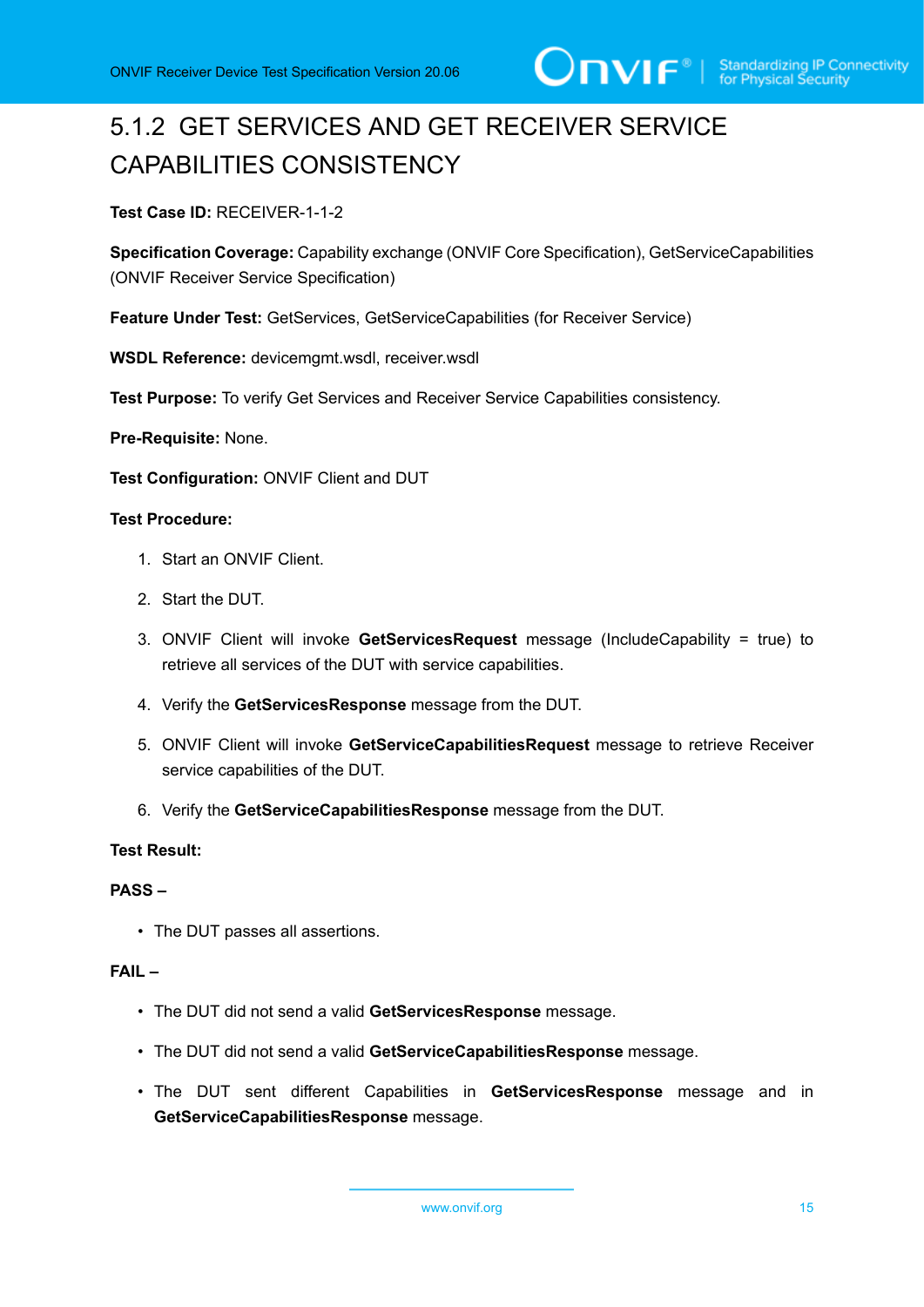### 5.1.2 GET SERVICES AND GET RECEIVER SERVICE CAPABILITIES CONSISTENCY

**Test Case ID:** RECEIVER-1-1-2

**Specification Coverage:** Capability exchange (ONVIF Core Specification), GetServiceCapabilities (ONVIF Receiver Service Specification)

**Feature Under Test:** GetServices, GetServiceCapabilities (for Receiver Service)

**WSDL Reference:** devicemgmt.wsdl, receiver.wsdl

**Test Purpose:** To verify Get Services and Receiver Service Capabilities consistency.

**Pre-Requisite:** None.

**Test Configuration:** ONVIF Client and DUT

**Test Procedure:**

1. Start an ONVIF Client.
2. Start the DUT.
3. ONVIF Client will invoke **GetServicesRequest** message (IncludeCapability = true) to retrieve all services of the DUT with service capabilities.
4. Verify the **GetServicesResponse** message from the DUT.
5. ONVIF Client will invoke **GetServiceCapabilitiesRequest** message to retrieve Receiver service capabilities of the DUT.
6. Verify the **GetServiceCapabilitiesResponse** message from the DUT.

**Test Result:**

**PASS –**

- The DUT passes all assertions.

**FAIL –**

- The DUT did not send a valid **GetServicesResponse** message.
- The DUT did not send a valid **GetServiceCapabilitiesResponse** message.
- The DUT sent different Capabilities in **GetServicesResponse** message and in **GetServiceCapabilitiesResponse** message.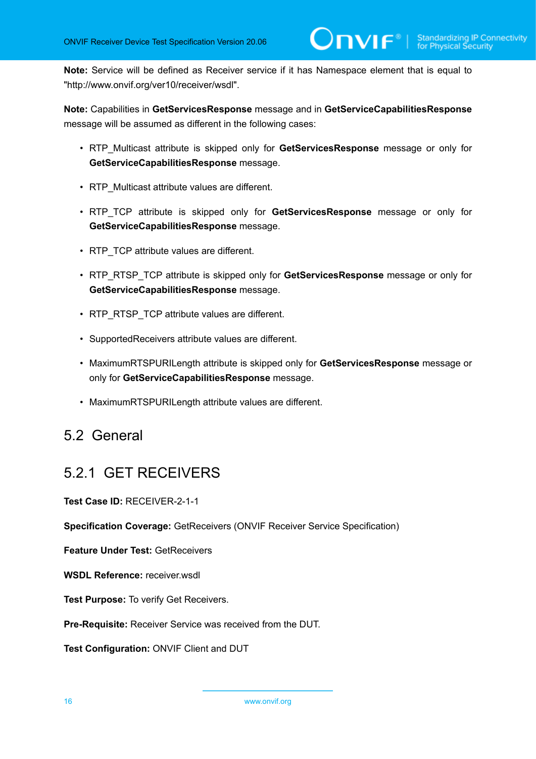**Note:** Service will be defined as Receiver service if it has Namespace element that is equal to "http://www.onvif.org/ver10/receiver/wsdl".

**Note:** Capabilities in **GetServicesResponse** message and in **GetServiceCapabilitiesResponse** message will be assumed as different in the following cases:

- RTP_Multicast attribute is skipped only for **GetServicesResponse** message or only for **GetServiceCapabilitiesResponse** message.
- RTP_Multicast attribute values are different.
- RTP_TCP attribute is skipped only for **GetServicesResponse** message or only for **GetServiceCapabilitiesResponse** message.
- RTP_TCP attribute values are different.
- RTP_RTSP_TCP attribute is skipped only for **GetServicesResponse** message or only for **GetServiceCapabilitiesResponse** message.
- RTP_RTSP_TCP attribute values are different.
- SupportedReceivers attribute values are different.
- MaximumRTSPURILength attribute is skipped only for **GetServicesResponse** message or only for **GetServiceCapabilitiesResponse** message.
- MaximumRTSPURILength attribute values are different.

## 5.2 General

### 5.2.1 GET RECEIVERS

**Test Case ID:** RECEIVER-2-1-1

**Specification Coverage:** GetReceivers (ONVIF Receiver Service Specification)

**Feature Under Test:** GetReceivers

**WSDL Reference:** receiver.wsdl

**Test Purpose:** To verify Get Receivers.

**Pre-Requisite:** Receiver Service was received from the DUT.

**Test Configuration:** ONVIF Client and DUT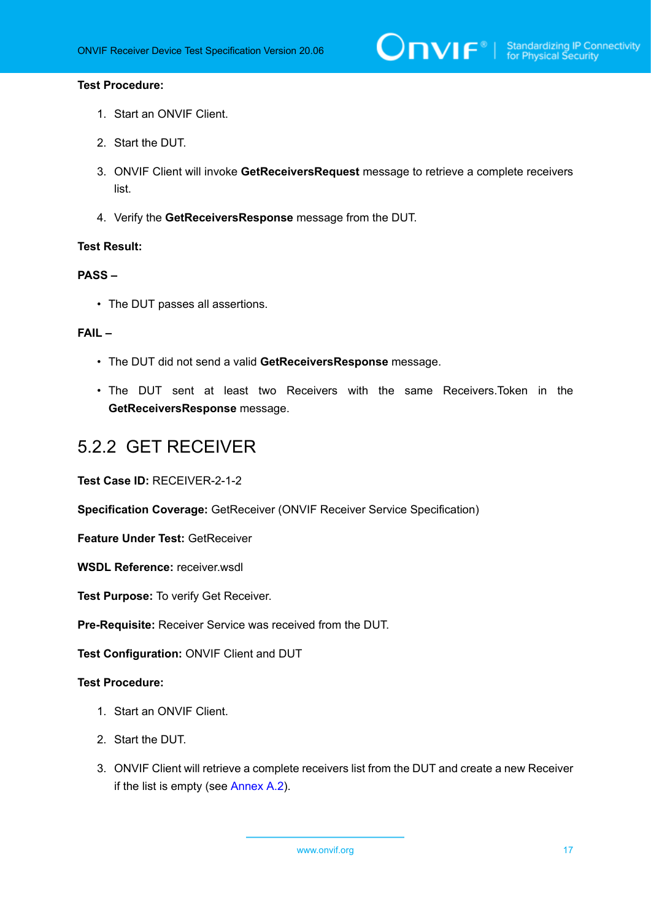**Test Procedure:**

1. Start an ONVIF Client.
2. Start the DUT.
3. ONVIF Client will invoke **GetReceiversRequest** message to retrieve a complete receivers list.
4. Verify the **GetReceiversResponse** message from the DUT.

**Test Result:**

**PASS –**

- The DUT passes all assertions.

**FAIL –**

- The DUT did not send a valid **GetReceiversResponse** message.
- The DUT sent at least two Receivers with the same Receivers.Token in the **GetReceiversResponse** message.

### 5.2.2 GET RECEIVER

**Test Case ID:** RECEIVER-2-1-2

**Specification Coverage:** GetReceiver (ONVIF Receiver Service Specification)

**Feature Under Test:** GetReceiver

**WSDL Reference:** receiver.wsdl

**Test Purpose:** To verify Get Receiver.

**Pre-Requisite:** Receiver Service was received from the DUT.

**Test Configuration:** ONVIF Client and DUT

**Test Procedure:**

1. Start an ONVIF Client.
2. Start the DUT.
3. ONVIF Client will retrieve a complete receivers list from the DUT and create a new Receiver if the list is empty (see Annex A.2).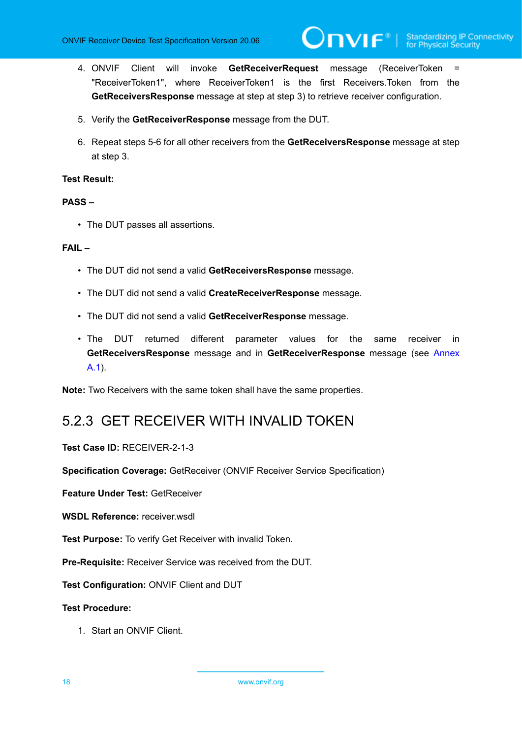4. ONVIF Client will invoke **GetReceiverRequest** message (ReceiverToken = "ReceiverToken1", where ReceiverToken1 is the first Receivers.Token from the **GetReceiversResponse** message at step at step 3) to retrieve receiver configuration.

5. Verify the **GetReceiverResponse** message from the DUT.

6. Repeat steps 5-6 for all other receivers from the **GetReceiversResponse** message at step at step 3.

**Test Result:**

**PASS –**

- The DUT passes all assertions.

**FAIL –**

- The DUT did not send a valid **GetReceiversResponse** message.
- The DUT did not send a valid **CreateReceiverResponse** message.
- The DUT did not send a valid **GetReceiverResponse** message.
- The DUT returned different parameter values for the same receiver in **GetReceiversResponse** message and in **GetReceiverResponse** message (see Annex A.1).

**Note:** Two Receivers with the same token shall have the same properties.

### 5.2.3 GET RECEIVER WITH INVALID TOKEN

**Test Case ID:** RECEIVER-2-1-3

**Specification Coverage:** GetReceiver (ONVIF Receiver Service Specification)

**Feature Under Test:** GetReceiver

**WSDL Reference:** receiver.wsdl

**Test Purpose:** To verify Get Receiver with invalid Token.

**Pre-Requisite:** Receiver Service was received from the DUT.

**Test Configuration:** ONVIF Client and DUT

**Test Procedure:**

1. Start an ONVIF Client.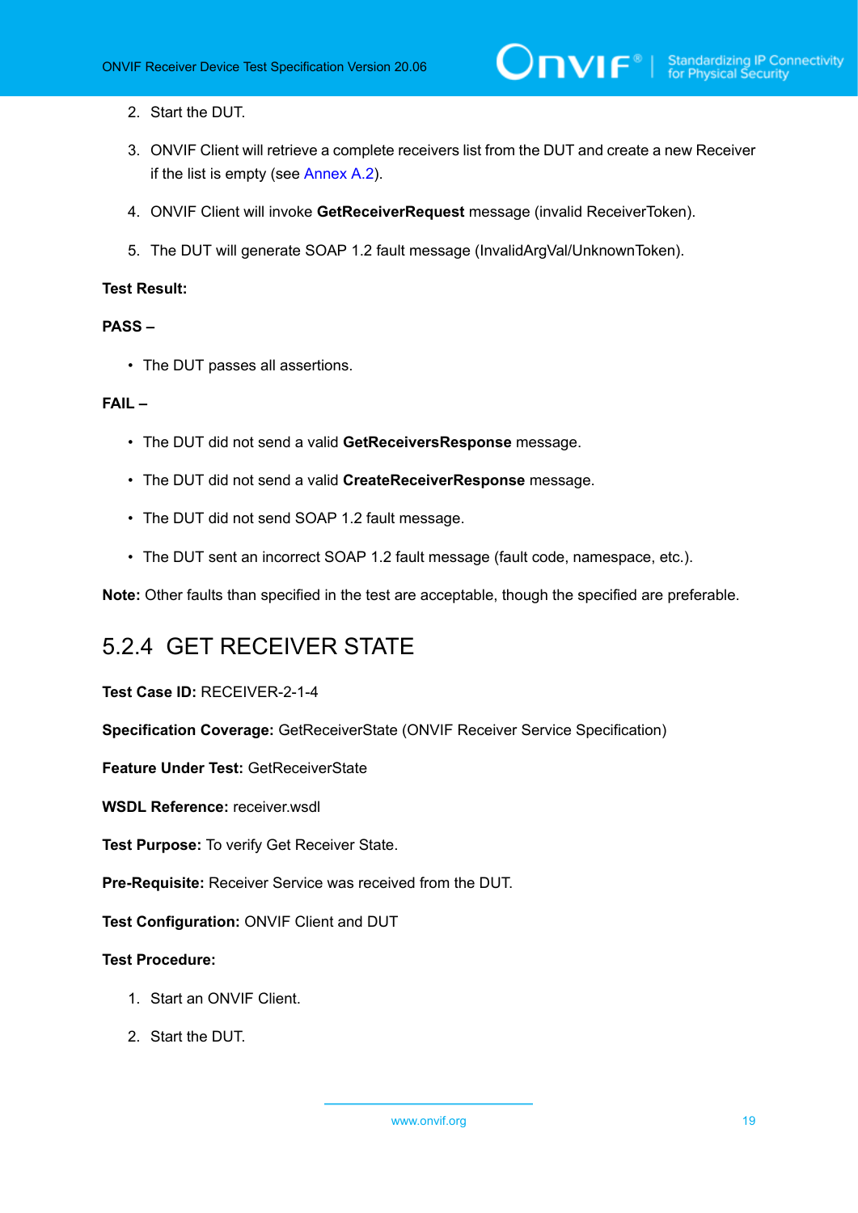2. Start the DUT.

3. ONVIF Client will retrieve a complete receivers list from the DUT and create a new Receiver if the list is empty (see Annex A.2).

4. ONVIF Client will invoke **GetReceiverRequest** message (invalid ReceiverToken).

5. The DUT will generate SOAP 1.2 fault message (InvalidArgVal/UnknownToken).

**Test Result:**

**PASS –**

- The DUT passes all assertions.

**FAIL –**

- The DUT did not send a valid **GetReceiversResponse** message.

- The DUT did not send a valid **CreateReceiverResponse** message.

- The DUT did not send SOAP 1.2 fault message.

- The DUT sent an incorrect SOAP 1.2 fault message (fault code, namespace, etc.).

**Note:** Other faults than specified in the test are acceptable, though the specified are preferable.

### 5.2.4 GET RECEIVER STATE

**Test Case ID:** RECEIVER-2-1-4

**Specification Coverage:** GetReceiverState (ONVIF Receiver Service Specification)

**Feature Under Test:** GetReceiverState

**WSDL Reference:** receiver.wsdl

**Test Purpose:** To verify Get Receiver State.

**Pre-Requisite:** Receiver Service was received from the DUT.

**Test Configuration:** ONVIF Client and DUT

**Test Procedure:**

1. Start an ONVIF Client.

2. Start the DUT.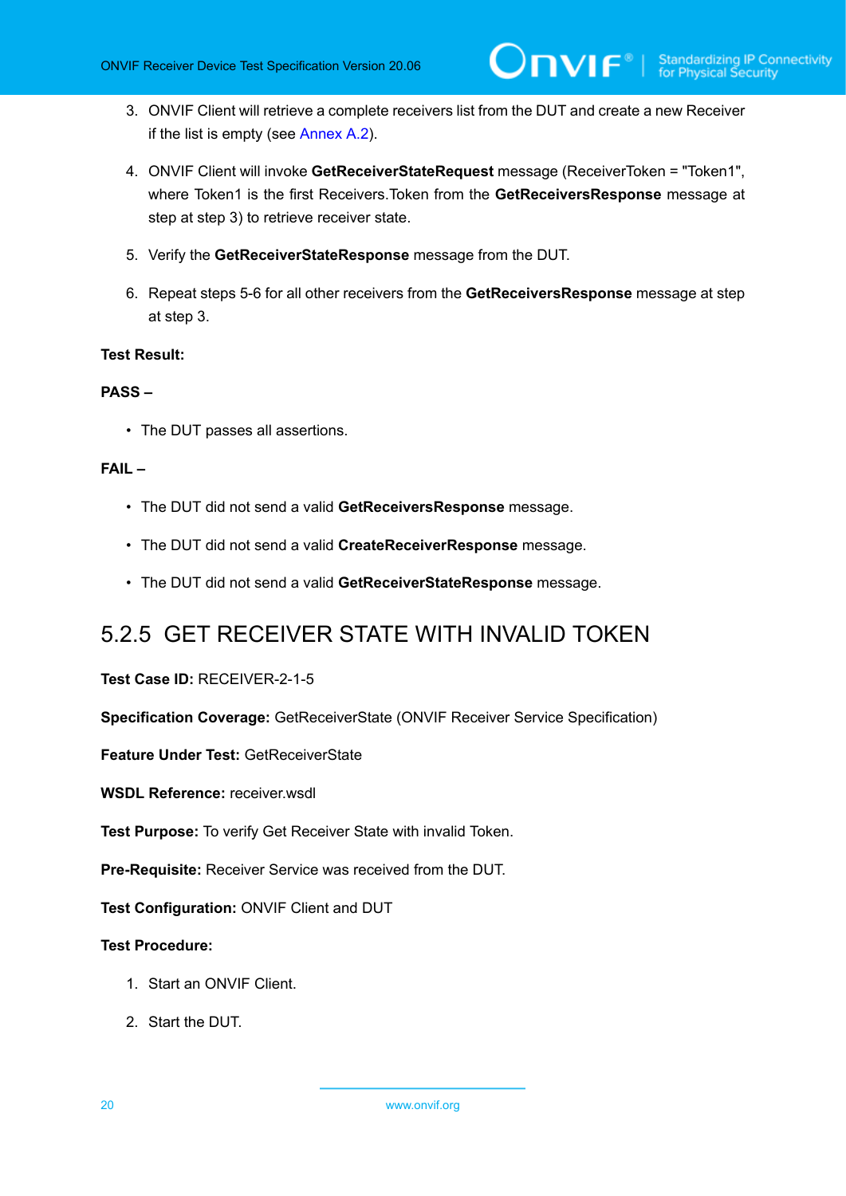3. ONVIF Client will retrieve a complete receivers list from the DUT and create a new Receiver if the list is empty (see Annex A.2).

4. ONVIF Client will invoke **GetReceiverStateRequest** message (ReceiverToken = "Token1", where Token1 is the first Receivers.Token from the **GetReceiversResponse** message at step at step 3) to retrieve receiver state.

5. Verify the **GetReceiverStateResponse** message from the DUT.

6. Repeat steps 5-6 for all other receivers from the **GetReceiversResponse** message at step at step 3.

**Test Result:**

**PASS –**

- The DUT passes all assertions.

**FAIL –**

- The DUT did not send a valid **GetReceiversResponse** message.
- The DUT did not send a valid **CreateReceiverResponse** message.
- The DUT did not send a valid **GetReceiverStateResponse** message.

### 5.2.5 GET RECEIVER STATE WITH INVALID TOKEN

**Test Case ID:** RECEIVER-2-1-5

**Specification Coverage:** GetReceiverState (ONVIF Receiver Service Specification)

**Feature Under Test:** GetReceiverState

**WSDL Reference:** receiver.wsdl

**Test Purpose:** To verify Get Receiver State with invalid Token.

**Pre-Requisite:** Receiver Service was received from the DUT.

**Test Configuration:** ONVIF Client and DUT

**Test Procedure:**

1. Start an ONVIF Client.

2. Start the DUT.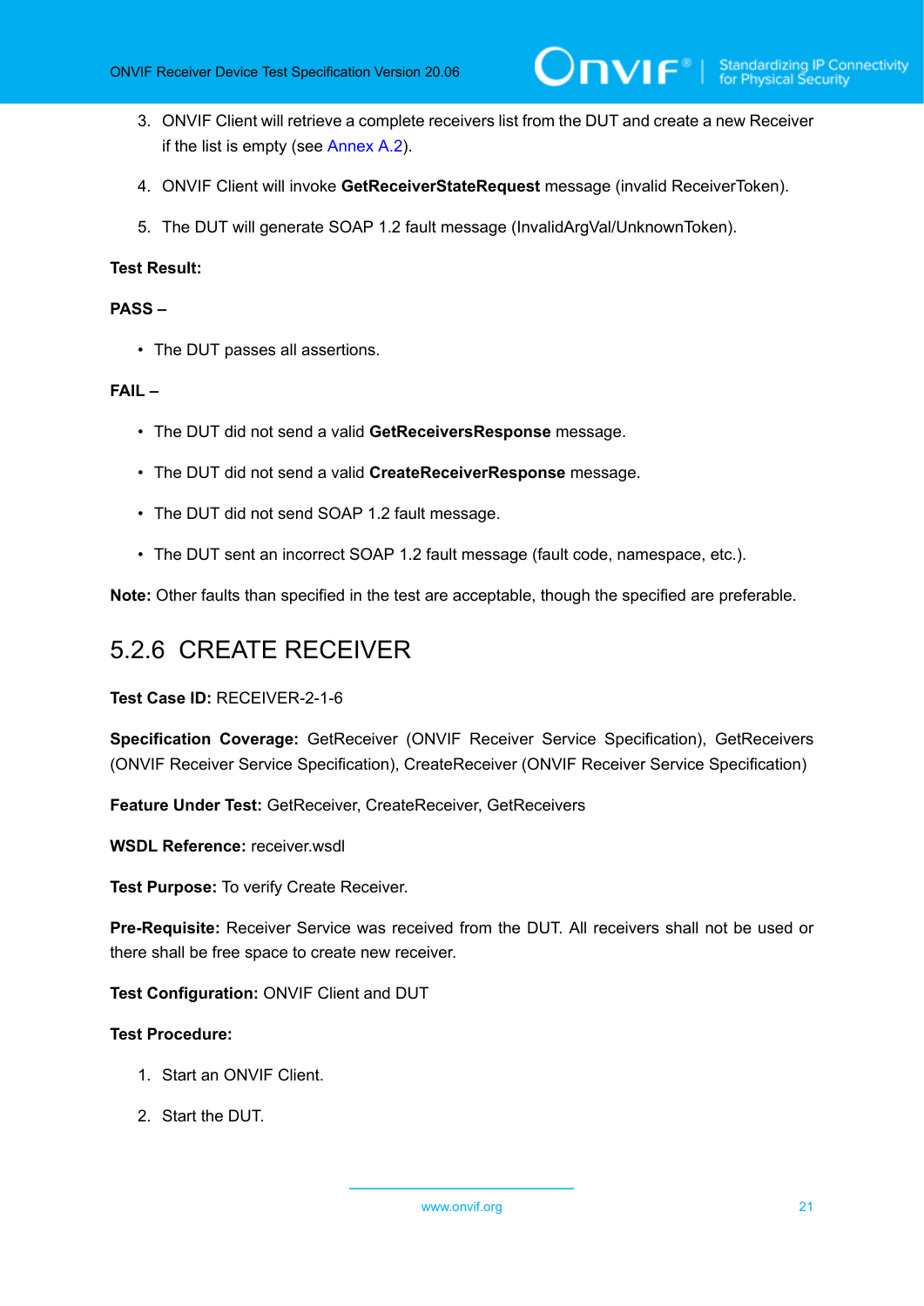3. ONVIF Client will retrieve a complete receivers list from the DUT and create a new Receiver if the list is empty (see Annex A.2).

4. ONVIF Client will invoke **GetReceiverStateRequest** message (invalid ReceiverToken).

5. The DUT will generate SOAP 1.2 fault message (InvalidArgVal/UnknownToken).

**Test Result:**

**PASS –**

- The DUT passes all assertions.

**FAIL –**

- The DUT did not send a valid **GetReceiversResponse** message.
- The DUT did not send a valid **CreateReceiverResponse** message.
- The DUT did not send SOAP 1.2 fault message.
- The DUT sent an incorrect SOAP 1.2 fault message (fault code, namespace, etc.).

**Note:** Other faults than specified in the test are acceptable, though the specified are preferable.

### 5.2.6 CREATE RECEIVER

**Test Case ID:** RECEIVER-2-1-6

**Specification Coverage:** GetReceiver (ONVIF Receiver Service Specification), GetReceivers (ONVIF Receiver Service Specification), CreateReceiver (ONVIF Receiver Service Specification)

**Feature Under Test:** GetReceiver, CreateReceiver, GetReceivers

**WSDL Reference:** receiver.wsdl

**Test Purpose:** To verify Create Receiver.

**Pre-Requisite:** Receiver Service was received from the DUT. All receivers shall not be used or there shall be free space to create new receiver.

**Test Configuration:** ONVIF Client and DUT

**Test Procedure:**

1. Start an ONVIF Client.

2. Start the DUT.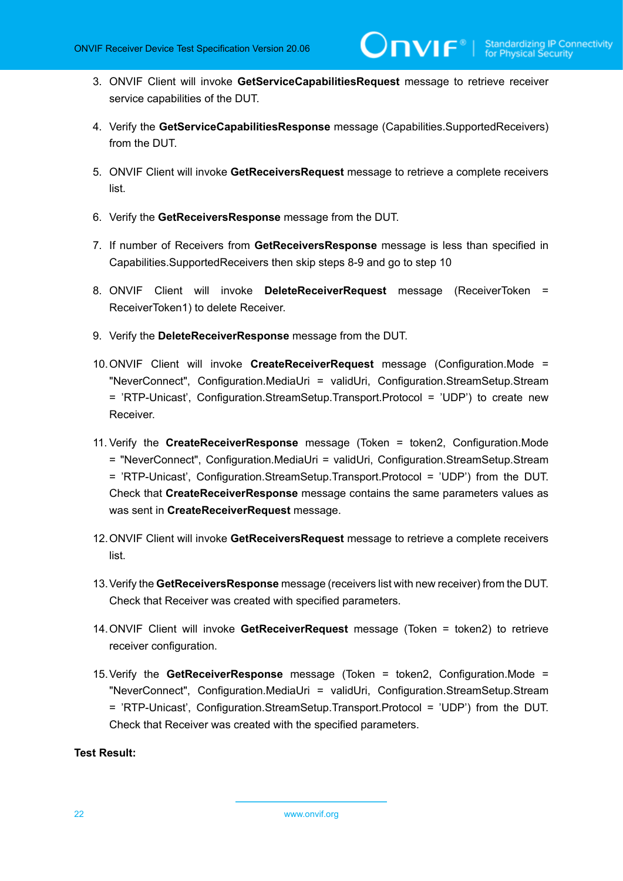3. ONVIF Client will invoke **GetServiceCapabilitiesRequest** message to retrieve receiver service capabilities of the DUT.

4. Verify the **GetServiceCapabilitiesResponse** message (Capabilities.SupportedReceivers) from the DUT.

5. ONVIF Client will invoke **GetReceiversRequest** message to retrieve a complete receivers list.

6. Verify the **GetReceiversResponse** message from the DUT.

7. If number of Receivers from **GetReceiversResponse** message is less than specified in Capabilities.SupportedReceivers then skip steps 8-9 and go to step 10

8. ONVIF Client will invoke **DeleteReceiverRequest** message (ReceiverToken = ReceiverToken1) to delete Receiver.

9. Verify the **DeleteReceiverResponse** message from the DUT.

10. ONVIF Client will invoke **CreateReceiverRequest** message (Configuration.Mode = "NeverConnect", Configuration.MediaUri = validUri, Configuration.StreamSetup.Stream = 'RTP-Unicast', Configuration.StreamSetup.Transport.Protocol = 'UDP') to create new Receiver.

11. Verify the **CreateReceiverResponse** message (Token = token2, Configuration.Mode = "NeverConnect", Configuration.MediaUri = validUri, Configuration.StreamSetup.Stream = 'RTP-Unicast', Configuration.StreamSetup.Transport.Protocol = 'UDP') from the DUT. Check that **CreateReceiverResponse** message contains the same parameters values as was sent in **CreateReceiverRequest** message.

12. ONVIF Client will invoke **GetReceiversRequest** message to retrieve a complete receivers list.

13. Verify the **GetReceiversResponse** message (receivers list with new receiver) from the DUT. Check that Receiver was created with specified parameters.

14. ONVIF Client will invoke **GetReceiverRequest** message (Token = token2) to retrieve receiver configuration.

15. Verify the **GetReceiverResponse** message (Token = token2, Configuration.Mode = "NeverConnect", Configuration.MediaUri = validUri, Configuration.StreamSetup.Stream = 'RTP-Unicast', Configuration.StreamSetup.Transport.Protocol = 'UDP') from the DUT. Check that Receiver was created with the specified parameters.

**Test Result:**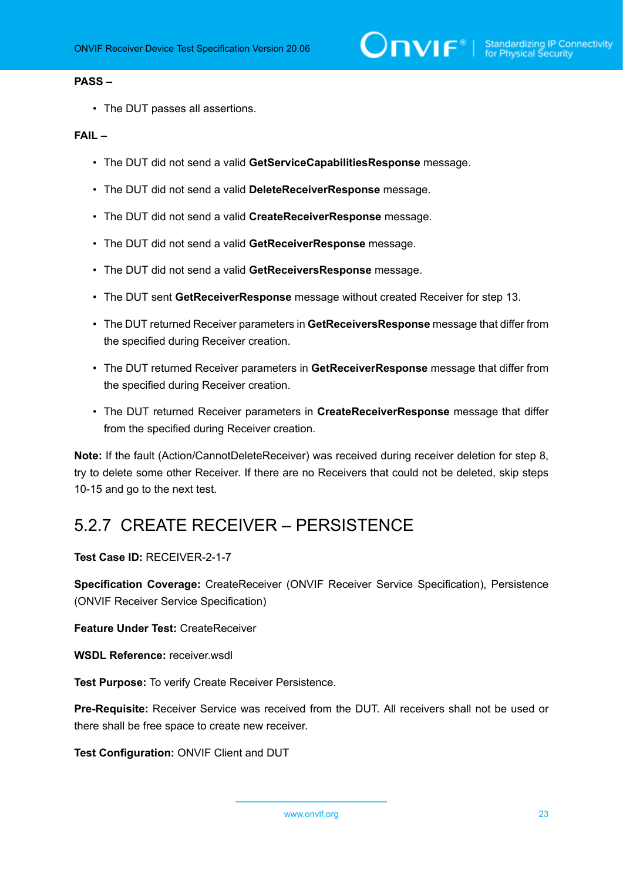**PASS –**

- The DUT passes all assertions.

**FAIL –**

- The DUT did not send a valid **GetServiceCapabilitiesResponse** message.
- The DUT did not send a valid **DeleteReceiverResponse** message.
- The DUT did not send a valid **CreateReceiverResponse** message.
- The DUT did not send a valid **GetReceiverResponse** message.
- The DUT did not send a valid **GetReceiversResponse** message.
- The DUT sent **GetReceiverResponse** message without created Receiver for step 13.
- The DUT returned Receiver parameters in **GetReceiversResponse** message that differ from the specified during Receiver creation.
- The DUT returned Receiver parameters in **GetReceiverResponse** message that differ from the specified during Receiver creation.
- The DUT returned Receiver parameters in **CreateReceiverResponse** message that differ from the specified during Receiver creation.

**Note:** If the fault (Action/CannotDeleteReceiver) was received during receiver deletion for step 8, try to delete some other Receiver. If there are no Receivers that could not be deleted, skip steps 10-15 and go to the next test.

## 5.2.7 CREATE RECEIVER – PERSISTENCE

**Test Case ID:** RECEIVER-2-1-7

**Specification Coverage:** CreateReceiver (ONVIF Receiver Service Specification), Persistence (ONVIF Receiver Service Specification)

**Feature Under Test:** CreateReceiver

**WSDL Reference:** receiver.wsdl

**Test Purpose:** To verify Create Receiver Persistence.

**Pre-Requisite:** Receiver Service was received from the DUT. All receivers shall not be used or there shall be free space to create new receiver.

**Test Configuration:** ONVIF Client and DUT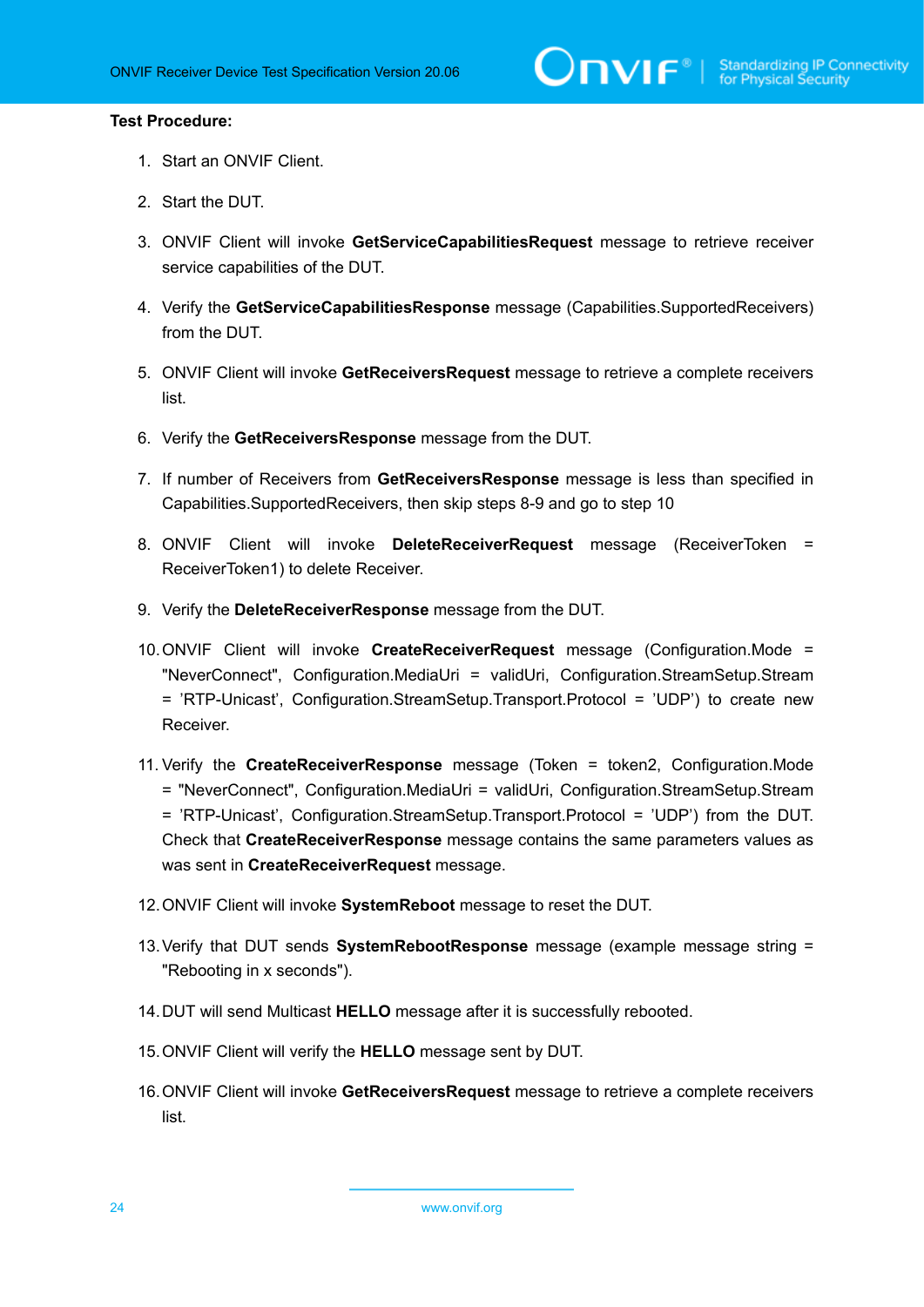**Test Procedure:**

1. Start an ONVIF Client.
2. Start the DUT.
3. ONVIF Client will invoke **GetServiceCapabilitiesRequest** message to retrieve receiver service capabilities of the DUT.
4. Verify the **GetServiceCapabilitiesResponse** message (Capabilities.SupportedReceivers) from the DUT.
5. ONVIF Client will invoke **GetReceiversRequest** message to retrieve a complete receivers list.
6. Verify the **GetReceiversResponse** message from the DUT.
7. If number of Receivers from **GetReceiversResponse** message is less than specified in Capabilities.SupportedReceivers, then skip steps 8-9 and go to step 10
8. ONVIF Client will invoke **DeleteReceiverRequest** message (ReceiverToken = ReceiverToken1) to delete Receiver.
9. Verify the **DeleteReceiverResponse** message from the DUT.
10. ONVIF Client will invoke **CreateReceiverRequest** message (Configuration.Mode = "NeverConnect", Configuration.MediaUri = validUri, Configuration.StreamSetup.Stream = 'RTP-Unicast', Configuration.StreamSetup.Transport.Protocol = 'UDP') to create new Receiver.
11. Verify the **CreateReceiverResponse** message (Token = token2, Configuration.Mode = "NeverConnect", Configuration.MediaUri = validUri, Configuration.StreamSetup.Stream = 'RTP-Unicast', Configuration.StreamSetup.Transport.Protocol = 'UDP') from the DUT. Check that **CreateReceiverResponse** message contains the same parameters values as was sent in **CreateReceiverRequest** message.
12. ONVIF Client will invoke **SystemReboot** message to reset the DUT.
13. Verify that DUT sends **SystemRebootResponse** message (example message string = "Rebooting in x seconds").
14. DUT will send Multicast **HELLO** message after it is successfully rebooted.
15. ONVIF Client will verify the **HELLO** message sent by DUT.
16. ONVIF Client will invoke **GetReceiversRequest** message to retrieve a complete receivers list.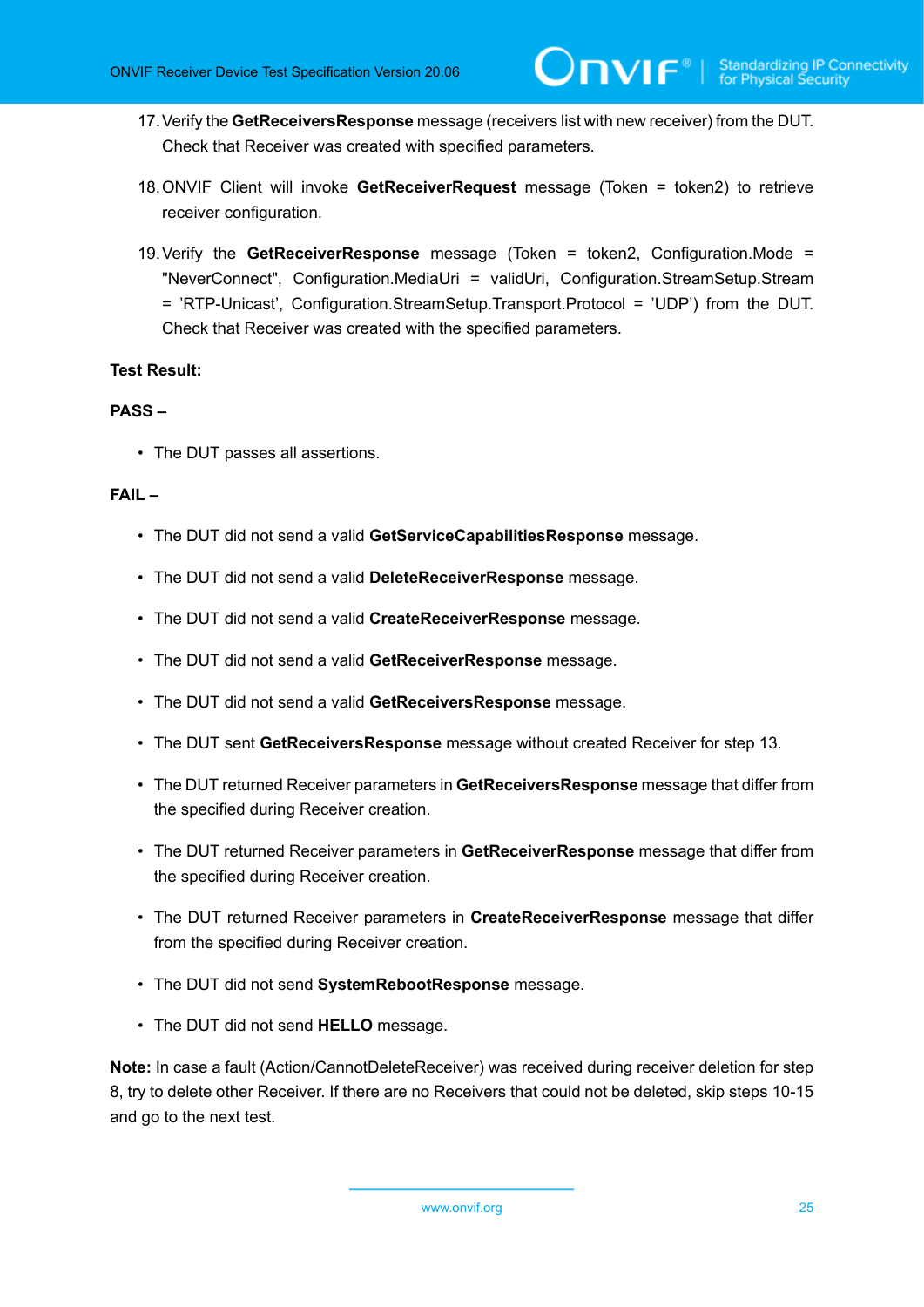17. Verify the **GetReceiversResponse** message (receivers list with new receiver) from the DUT. Check that Receiver was created with specified parameters.

18. ONVIF Client will invoke **GetReceiverRequest** message (Token = token2) to retrieve receiver configuration.

19. Verify the **GetReceiverResponse** message (Token = token2, Configuration.Mode = "NeverConnect", Configuration.MediaUri = validUri, Configuration.StreamSetup.Stream = 'RTP-Unicast', Configuration.StreamSetup.Transport.Protocol = 'UDP') from the DUT. Check that Receiver was created with the specified parameters.

**Test Result:**

**PASS –**

- The DUT passes all assertions.

**FAIL –**

- The DUT did not send a valid **GetServiceCapabilitiesResponse** message.
- The DUT did not send a valid **DeleteReceiverResponse** message.
- The DUT did not send a valid **CreateReceiverResponse** message.
- The DUT did not send a valid **GetReceiverResponse** message.
- The DUT did not send a valid **GetReceiversResponse** message.
- The DUT sent **GetReceiversResponse** message without created Receiver for step 13.
- The DUT returned Receiver parameters in **GetReceiversResponse** message that differ from the specified during Receiver creation.
- The DUT returned Receiver parameters in **GetReceiverResponse** message that differ from the specified during Receiver creation.
- The DUT returned Receiver parameters in **CreateReceiverResponse** message that differ from the specified during Receiver creation.
- The DUT did not send **SystemRebootResponse** message.
- The DUT did not send **HELLO** message.

**Note:** In case a fault (Action/CannotDeleteReceiver) was received during receiver deletion for step 8, try to delete other Receiver. If there are no Receivers that could not be deleted, skip steps 10-15 and go to the next test.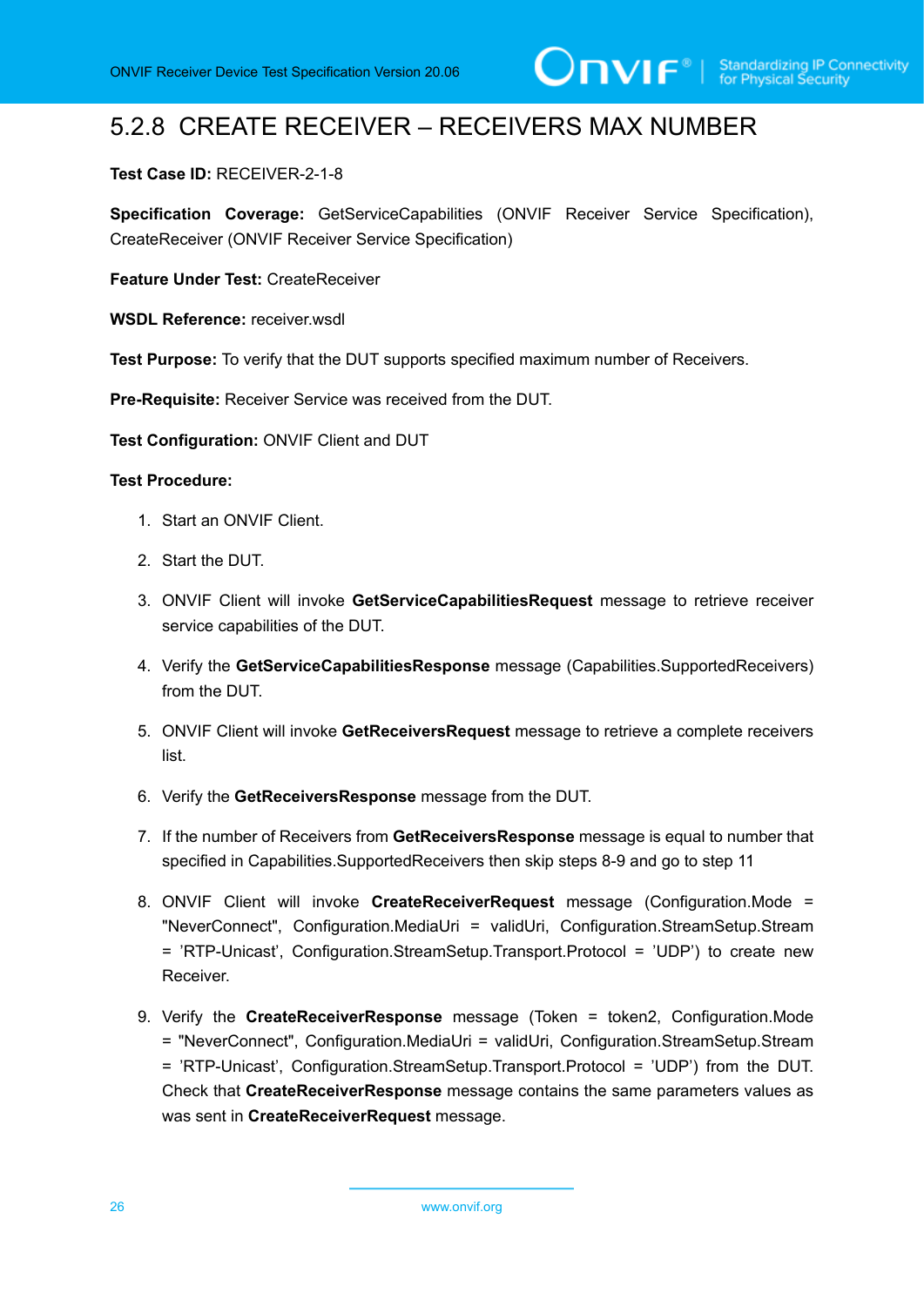### 5.2.8 CREATE RECEIVER – RECEIVERS MAX NUMBER

**Test Case ID:** RECEIVER-2-1-8

**Specification Coverage:** GetServiceCapabilities (ONVIF Receiver Service Specification), CreateReceiver (ONVIF Receiver Service Specification)

**Feature Under Test:** CreateReceiver

**WSDL Reference:** receiver.wsdl

**Test Purpose:** To verify that the DUT supports specified maximum number of Receivers.

**Pre-Requisite:** Receiver Service was received from the DUT.

**Test Configuration:** ONVIF Client and DUT

**Test Procedure:**

1. Start an ONVIF Client.
2. Start the DUT.
3. ONVIF Client will invoke **GetServiceCapabilitiesRequest** message to retrieve receiver service capabilities of the DUT.
4. Verify the **GetServiceCapabilitiesResponse** message (Capabilities.SupportedReceivers) from the DUT.
5. ONVIF Client will invoke **GetReceiversRequest** message to retrieve a complete receivers list.
6. Verify the **GetReceiversResponse** message from the DUT.
7. If the number of Receivers from **GetReceiversResponse** message is equal to number that specified in Capabilities.SupportedReceivers then skip steps 8-9 and go to step 11
8. ONVIF Client will invoke **CreateReceiverRequest** message (Configuration.Mode = "NeverConnect", Configuration.MediaUri = validUri, Configuration.StreamSetup.Stream = 'RTP-Unicast', Configuration.StreamSetup.Transport.Protocol = 'UDP') to create new Receiver.
9. Verify the **CreateReceiverResponse** message (Token = token2, Configuration.Mode = "NeverConnect", Configuration.MediaUri = validUri, Configuration.StreamSetup.Stream = 'RTP-Unicast', Configuration.StreamSetup.Transport.Protocol = 'UDP') from the DUT. Check that **CreateReceiverResponse** message contains the same parameters values as was sent in **CreateReceiverRequest** message.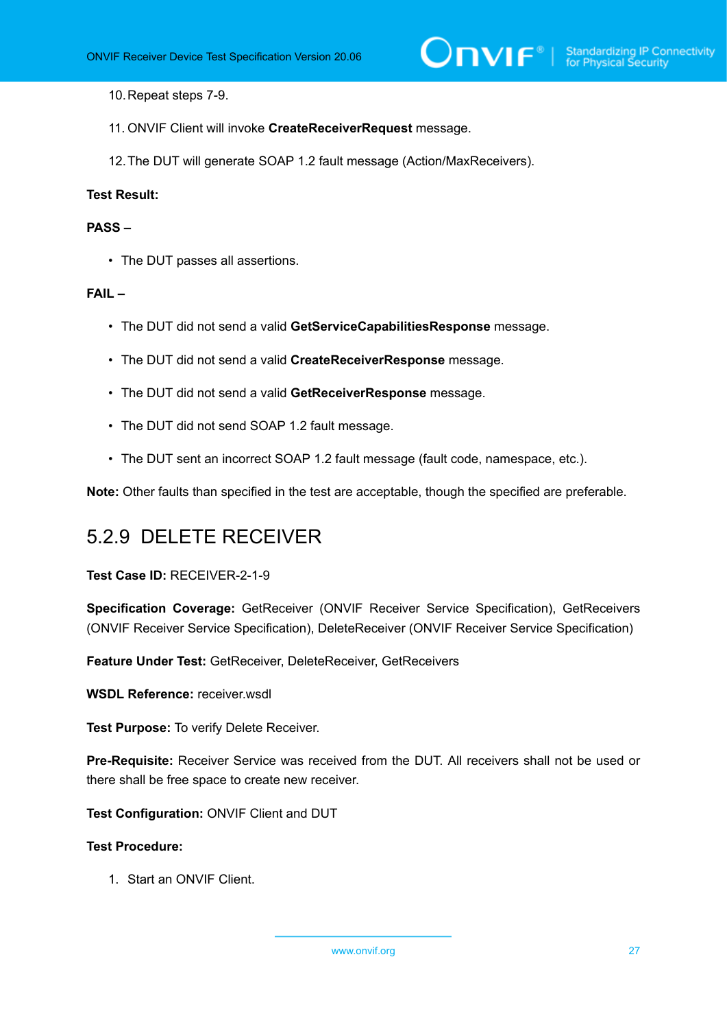10. Repeat steps 7-9.

11. ONVIF Client will invoke **CreateReceiverRequest** message.

12. The DUT will generate SOAP 1.2 fault message (Action/MaxReceivers).

**Test Result:**

**PASS –**

- The DUT passes all assertions.

**FAIL –**

- The DUT did not send a valid **GetServiceCapabilitiesResponse** message.
- The DUT did not send a valid **CreateReceiverResponse** message.
- The DUT did not send a valid **GetReceiverResponse** message.
- The DUT did not send SOAP 1.2 fault message.
- The DUT sent an incorrect SOAP 1.2 fault message (fault code, namespace, etc.).

**Note:** Other faults than specified in the test are acceptable, though the specified are preferable.

## 5.2.9 DELETE RECEIVER

**Test Case ID:** RECEIVER-2-1-9

**Specification Coverage:** GetReceiver (ONVIF Receiver Service Specification), GetReceivers (ONVIF Receiver Service Specification), DeleteReceiver (ONVIF Receiver Service Specification)

**Feature Under Test:** GetReceiver, DeleteReceiver, GetReceivers

**WSDL Reference:** receiver.wsdl

**Test Purpose:** To verify Delete Receiver.

**Pre-Requisite:** Receiver Service was received from the DUT. All receivers shall not be used or there shall be free space to create new receiver.

**Test Configuration:** ONVIF Client and DUT

**Test Procedure:**

1. Start an ONVIF Client.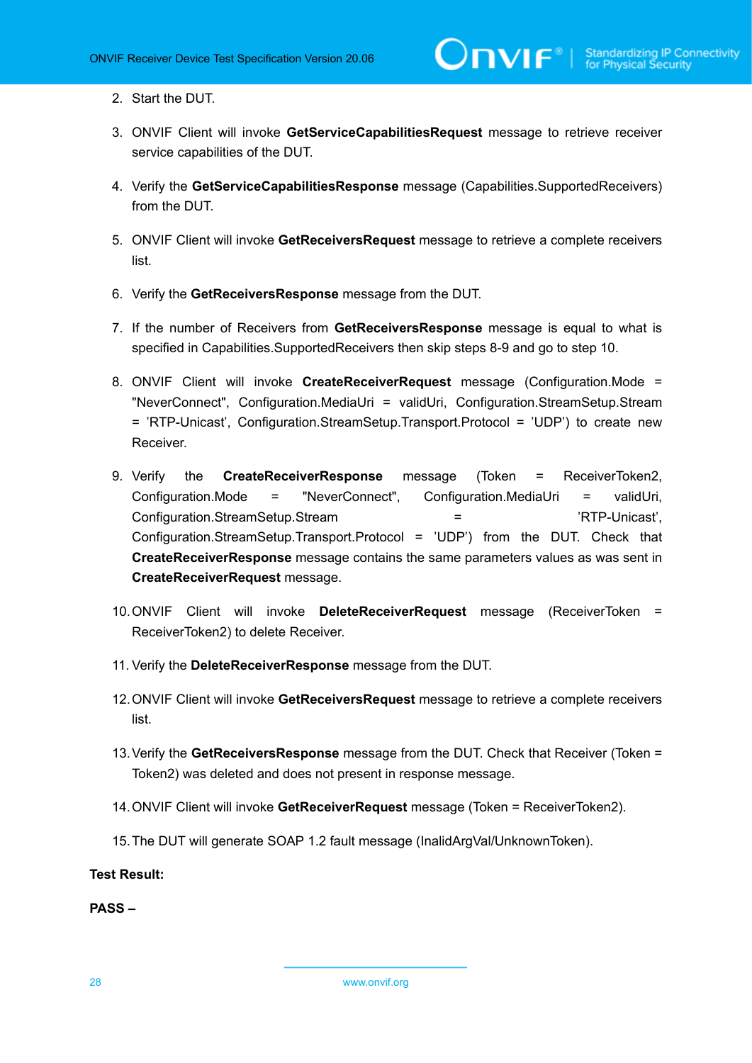2. Start the DUT.

3. ONVIF Client will invoke **GetServiceCapabilitiesRequest** message to retrieve receiver service capabilities of the DUT.

4. Verify the **GetServiceCapabilitiesResponse** message (Capabilities.SupportedReceivers) from the DUT.

5. ONVIF Client will invoke **GetReceiversRequest** message to retrieve a complete receivers list.

6. Verify the **GetReceiversResponse** message from the DUT.

7. If the number of Receivers from **GetReceiversResponse** message is equal to what is specified in Capabilities.SupportedReceivers then skip steps 8-9 and go to step 10.

8. ONVIF Client will invoke **CreateReceiverRequest** message (Configuration.Mode = "NeverConnect", Configuration.MediaUri = validUri, Configuration.StreamSetup.Stream = 'RTP-Unicast', Configuration.StreamSetup.Transport.Protocol = 'UDP') to create new Receiver.

9. Verify the **CreateReceiverResponse** message (Token = ReceiverToken2, Configuration.Mode = "NeverConnect", Configuration.MediaUri = validUri, Configuration.StreamSetup.Stream = 'RTP-Unicast', Configuration.StreamSetup.Transport.Protocol = 'UDP') from the DUT. Check that **CreateReceiverResponse** message contains the same parameters values as was sent in **CreateReceiverRequest** message.

10. ONVIF Client will invoke **DeleteReceiverRequest** message (ReceiverToken = ReceiverToken2) to delete Receiver.

11. Verify the **DeleteReceiverResponse** message from the DUT.

12. ONVIF Client will invoke **GetReceiversRequest** message to retrieve a complete receivers list.

13. Verify the **GetReceiversResponse** message from the DUT. Check that Receiver (Token = Token2) was deleted and does not present in response message.

14. ONVIF Client will invoke **GetReceiverRequest** message (Token = ReceiverToken2).

15. The DUT will generate SOAP 1.2 fault message (InalidArgVal/UnknownToken).

**Test Result:**

**PASS –**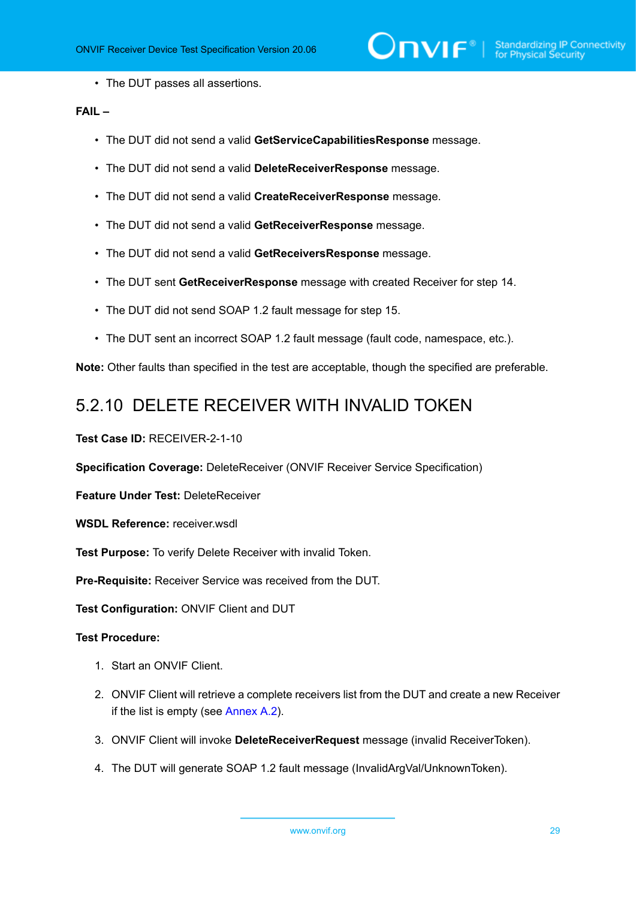- The DUT passes all assertions.

**FAIL –**

- The DUT did not send a valid **GetServiceCapabilitiesResponse** message.
- The DUT did not send a valid **DeleteReceiverResponse** message.
- The DUT did not send a valid **CreateReceiverResponse** message.
- The DUT did not send a valid **GetReceiverResponse** message.
- The DUT did not send a valid **GetReceiversResponse** message.
- The DUT sent **GetReceiverResponse** message with created Receiver for step 14.
- The DUT did not send SOAP 1.2 fault message for step 15.
- The DUT sent an incorrect SOAP 1.2 fault message (fault code, namespace, etc.).

**Note:** Other faults than specified in the test are acceptable, though the specified are preferable.

## 5.2.10 DELETE RECEIVER WITH INVALID TOKEN

**Test Case ID:** RECEIVER-2-1-10

**Specification Coverage:** DeleteReceiver (ONVIF Receiver Service Specification)

**Feature Under Test:** DeleteReceiver

**WSDL Reference:** receiver.wsdl

**Test Purpose:** To verify Delete Receiver with invalid Token.

**Pre-Requisite:** Receiver Service was received from the DUT.

**Test Configuration:** ONVIF Client and DUT

**Test Procedure:**

1. Start an ONVIF Client.
2. ONVIF Client will retrieve a complete receivers list from the DUT and create a new Receiver if the list is empty (see Annex A.2).
3. ONVIF Client will invoke **DeleteReceiverRequest** message (invalid ReceiverToken).
4. The DUT will generate SOAP 1.2 fault message (InvalidArgVal/UnknownToken).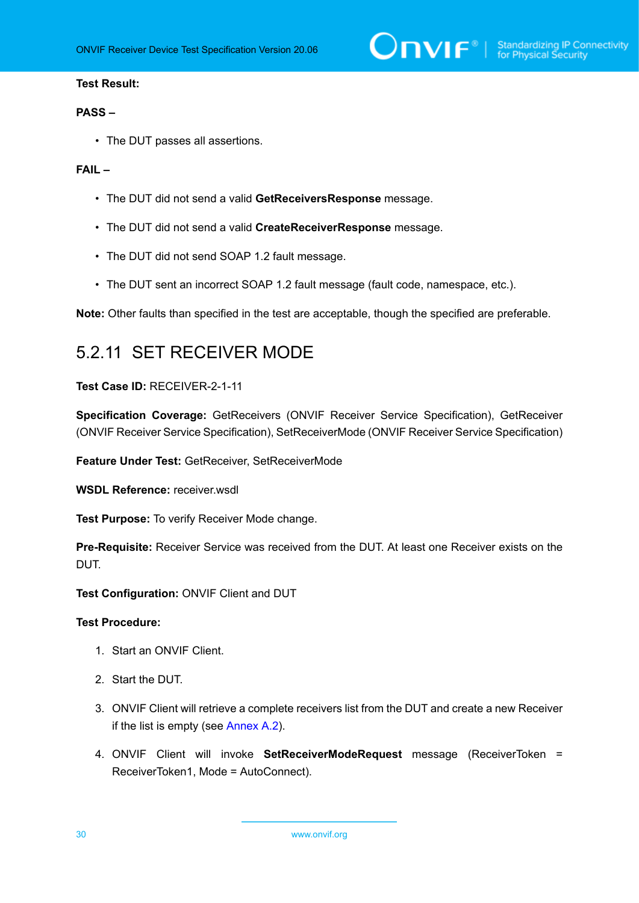**Test Result:**

**PASS –**

- The DUT passes all assertions.

**FAIL –**

- The DUT did not send a valid **GetReceiversResponse** message.
- The DUT did not send a valid **CreateReceiverResponse** message.
- The DUT did not send SOAP 1.2 fault message.
- The DUT sent an incorrect SOAP 1.2 fault message (fault code, namespace, etc.).

**Note:** Other faults than specified in the test are acceptable, though the specified are preferable.

## 5.2.11 SET RECEIVER MODE

**Test Case ID:** RECEIVER-2-1-11

**Specification Coverage:** GetReceivers (ONVIF Receiver Service Specification), GetReceiver (ONVIF Receiver Service Specification), SetReceiverMode (ONVIF Receiver Service Specification)

**Feature Under Test:** GetReceiver, SetReceiverMode

**WSDL Reference:** receiver.wsdl

**Test Purpose:** To verify Receiver Mode change.

**Pre-Requisite:** Receiver Service was received from the DUT. At least one Receiver exists on the DUT.

**Test Configuration:** ONVIF Client and DUT

**Test Procedure:**

1. Start an ONVIF Client.
2. Start the DUT.
3. ONVIF Client will retrieve a complete receivers list from the DUT and create a new Receiver if the list is empty (see Annex A.2).
4. ONVIF Client will invoke **SetReceiverModeRequest** message (ReceiverToken = ReceiverToken1, Mode = AutoConnect).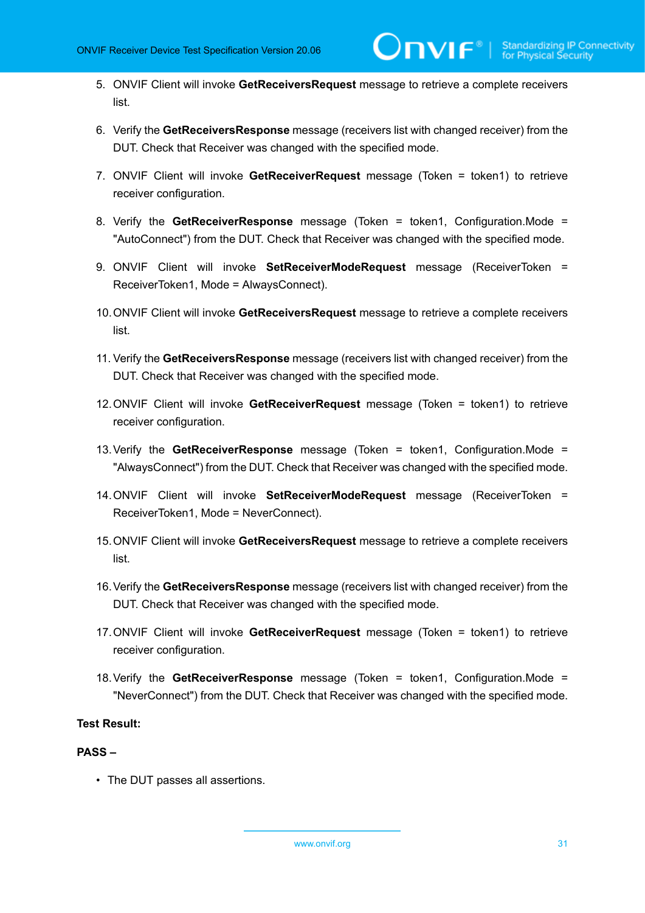5. ONVIF Client will invoke **GetReceiversRequest** message to retrieve a complete receivers list.

6. Verify the **GetReceiversResponse** message (receivers list with changed receiver) from the DUT. Check that Receiver was changed with the specified mode.

7. ONVIF Client will invoke **GetReceiverRequest** message (Token = token1) to retrieve receiver configuration.

8. Verify the **GetReceiverResponse** message (Token = token1, Configuration.Mode = "AutoConnect") from the DUT. Check that Receiver was changed with the specified mode.

9. ONVIF Client will invoke **SetReceiverModeRequest** message (ReceiverToken = ReceiverToken1, Mode = AlwaysConnect).

10. ONVIF Client will invoke **GetReceiversRequest** message to retrieve a complete receivers list.

11. Verify the **GetReceiversResponse** message (receivers list with changed receiver) from the DUT. Check that Receiver was changed with the specified mode.

12. ONVIF Client will invoke **GetReceiverRequest** message (Token = token1) to retrieve receiver configuration.

13. Verify the **GetReceiverResponse** message (Token = token1, Configuration.Mode = "AlwaysConnect") from the DUT. Check that Receiver was changed with the specified mode.

14. ONVIF Client will invoke **SetReceiverModeRequest** message (ReceiverToken = ReceiverToken1, Mode = NeverConnect).

15. ONVIF Client will invoke **GetReceiversRequest** message to retrieve a complete receivers list.

16. Verify the **GetReceiversResponse** message (receivers list with changed receiver) from the DUT. Check that Receiver was changed with the specified mode.

17. ONVIF Client will invoke **GetReceiverRequest** message (Token = token1) to retrieve receiver configuration.

18. Verify the **GetReceiverResponse** message (Token = token1, Configuration.Mode = "NeverConnect") from the DUT. Check that Receiver was changed with the specified mode.

**Test Result:**

**PASS –**

- The DUT passes all assertions.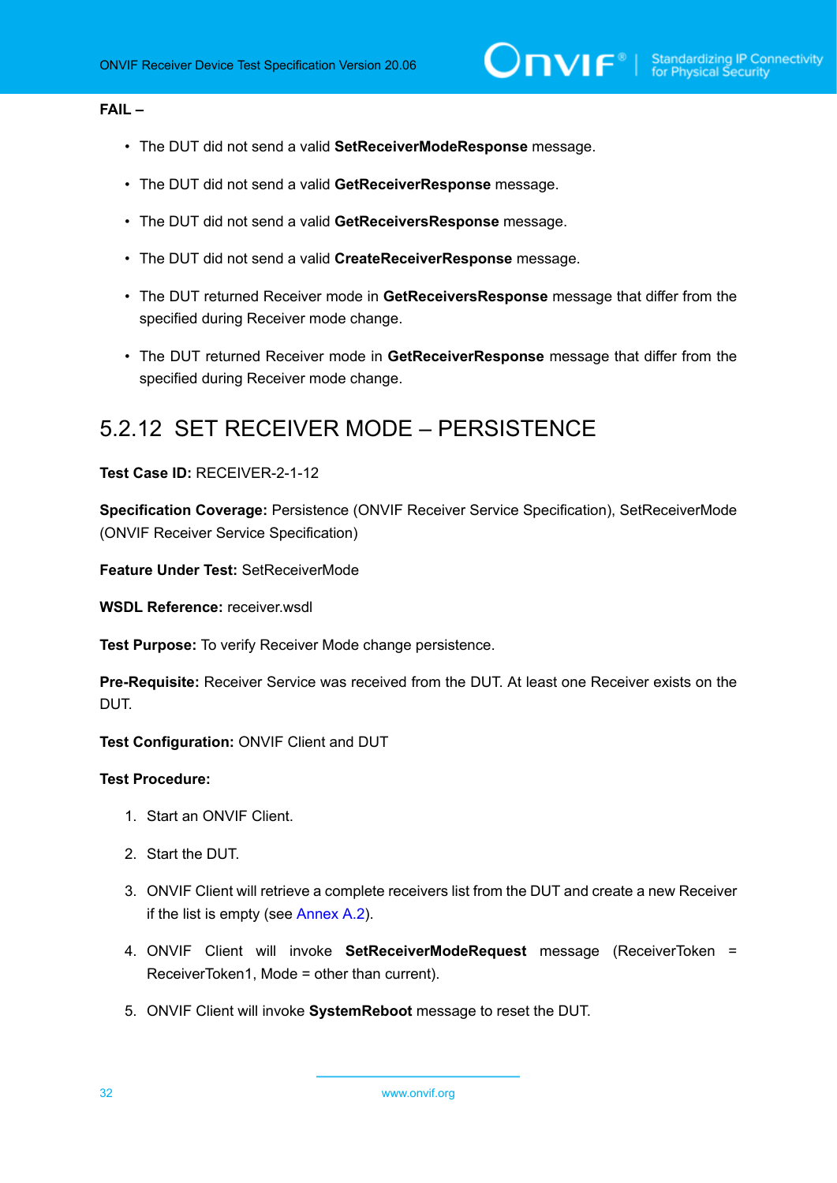**FAIL –**

- The DUT did not send a valid **SetReceiverModeResponse** message.
- The DUT did not send a valid **GetReceiverResponse** message.
- The DUT did not send a valid **GetReceiversResponse** message.
- The DUT did not send a valid **CreateReceiverResponse** message.
- The DUT returned Receiver mode in **GetReceiversResponse** message that differ from the specified during Receiver mode change.
- The DUT returned Receiver mode in **GetReceiverResponse** message that differ from the specified during Receiver mode change.

### 5.2.12 SET RECEIVER MODE – PERSISTENCE

**Test Case ID:** RECEIVER-2-1-12

**Specification Coverage:** Persistence (ONVIF Receiver Service Specification), SetReceiverMode (ONVIF Receiver Service Specification)

**Feature Under Test:** SetReceiverMode

**WSDL Reference:** receiver.wsdl

**Test Purpose:** To verify Receiver Mode change persistence.

**Pre-Requisite:** Receiver Service was received from the DUT. At least one Receiver exists on the DUT.

**Test Configuration:** ONVIF Client and DUT

**Test Procedure:**

1. Start an ONVIF Client.
2. Start the DUT.
3. ONVIF Client will retrieve a complete receivers list from the DUT and create a new Receiver if the list is empty (see Annex A.2).
4. ONVIF Client will invoke **SetReceiverModeRequest** message (ReceiverToken = ReceiverToken1, Mode = other than current).
5. ONVIF Client will invoke **SystemReboot** message to reset the DUT.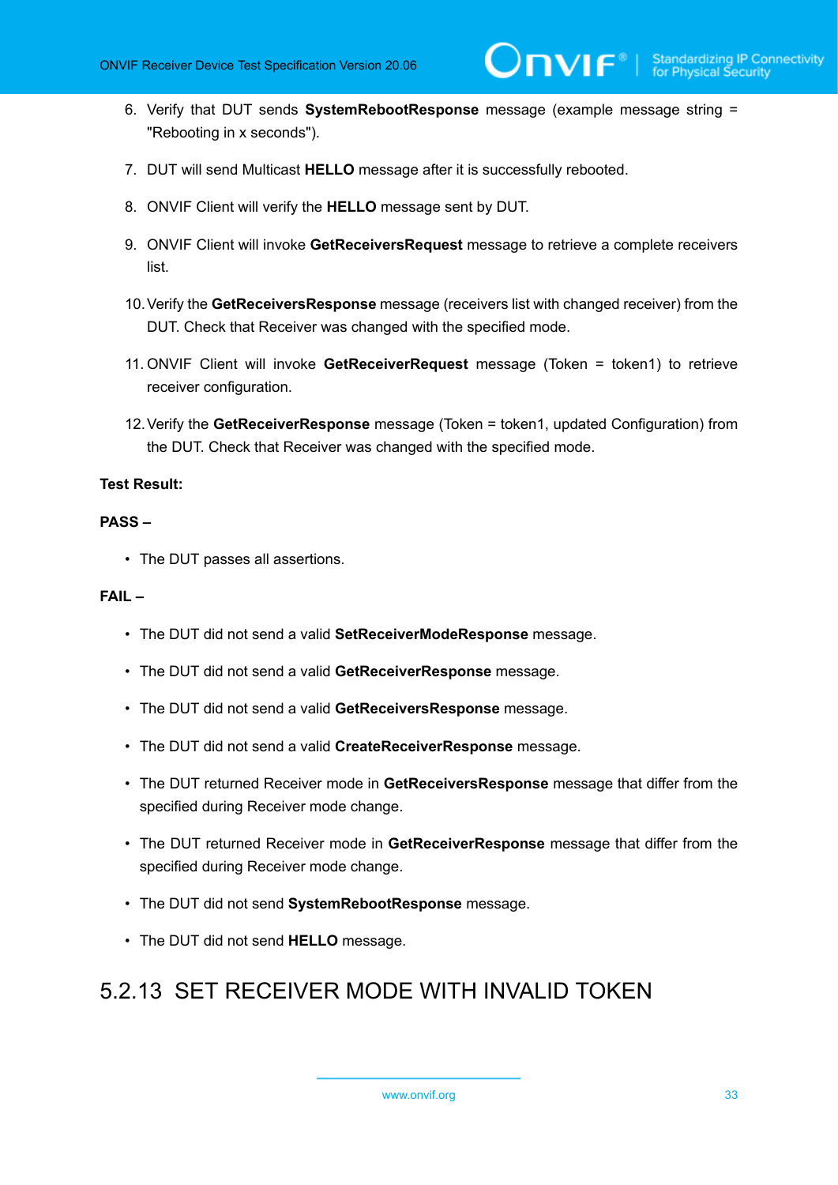6. Verify that DUT sends **SystemRebootResponse** message (example message string = "Rebooting in x seconds").

7. DUT will send Multicast **HELLO** message after it is successfully rebooted.

8. ONVIF Client will verify the **HELLO** message sent by DUT.

9. ONVIF Client will invoke **GetReceiversRequest** message to retrieve a complete receivers list.

10. Verify the **GetReceiversResponse** message (receivers list with changed receiver) from the DUT. Check that Receiver was changed with the specified mode.

11. ONVIF Client will invoke **GetReceiverRequest** message (Token = token1) to retrieve receiver configuration.

12. Verify the **GetReceiverResponse** message (Token = token1, updated Configuration) from the DUT. Check that Receiver was changed with the specified mode.

**Test Result:**

**PASS –**

- The DUT passes all assertions.

**FAIL –**

- The DUT did not send a valid **SetReceiverModeResponse** message.
- The DUT did not send a valid **GetReceiverResponse** message.
- The DUT did not send a valid **GetReceiversResponse** message.
- The DUT did not send a valid **CreateReceiverResponse** message.
- The DUT returned Receiver mode in **GetReceiversResponse** message that differ from the specified during Receiver mode change.
- The DUT returned Receiver mode in **GetReceiverResponse** message that differ from the specified during Receiver mode change.
- The DUT did not send **SystemRebootResponse** message.
- The DUT did not send **HELLO** message.

### 5.2.13 SET RECEIVER MODE WITH INVALID TOKEN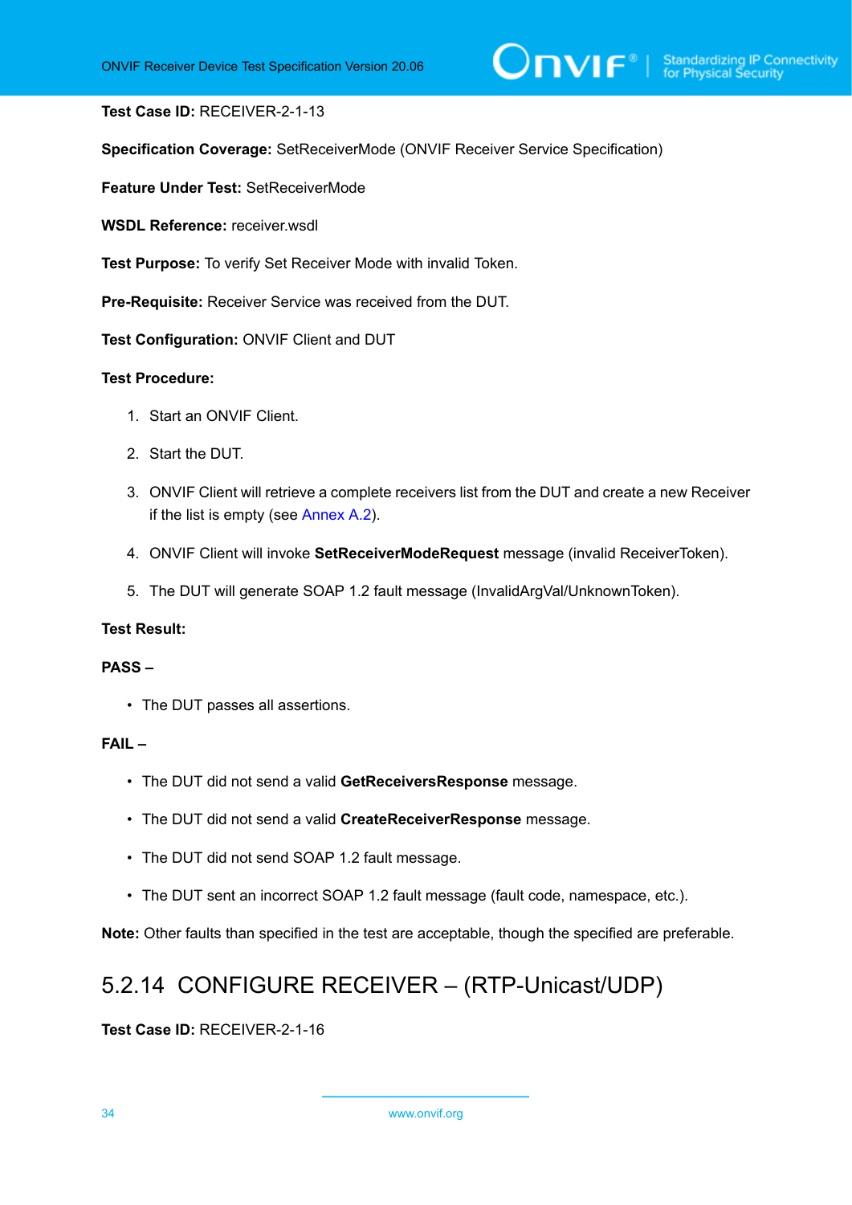**Test Case ID:** RECEIVER-2-1-13

**Specification Coverage:** SetReceiverMode (ONVIF Receiver Service Specification)

**Feature Under Test:** SetReceiverMode

**WSDL Reference:** receiver.wsdl

**Test Purpose:** To verify Set Receiver Mode with invalid Token.

**Pre-Requisite:** Receiver Service was received from the DUT.

**Test Configuration:** ONVIF Client and DUT

**Test Procedure:**

1. Start an ONVIF Client.
2. Start the DUT.
3. ONVIF Client will retrieve a complete receivers list from the DUT and create a new Receiver if the list is empty (see Annex A.2).
4. ONVIF Client will invoke **SetReceiverModeRequest** message (invalid ReceiverToken).
5. The DUT will generate SOAP 1.2 fault message (InvalidArgVal/UnknownToken).

**Test Result:**

**PASS –**

- The DUT passes all assertions.

**FAIL –**

- The DUT did not send a valid **GetReceiversResponse** message.
- The DUT did not send a valid **CreateReceiverResponse** message.
- The DUT did not send SOAP 1.2 fault message.
- The DUT sent an incorrect SOAP 1.2 fault message (fault code, namespace, etc.).

**Note:** Other faults than specified in the test are acceptable, though the specified are preferable.

## 5.2.14 CONFIGURE RECEIVER – (RTP-Unicast/UDP)

**Test Case ID:** RECEIVER-2-1-16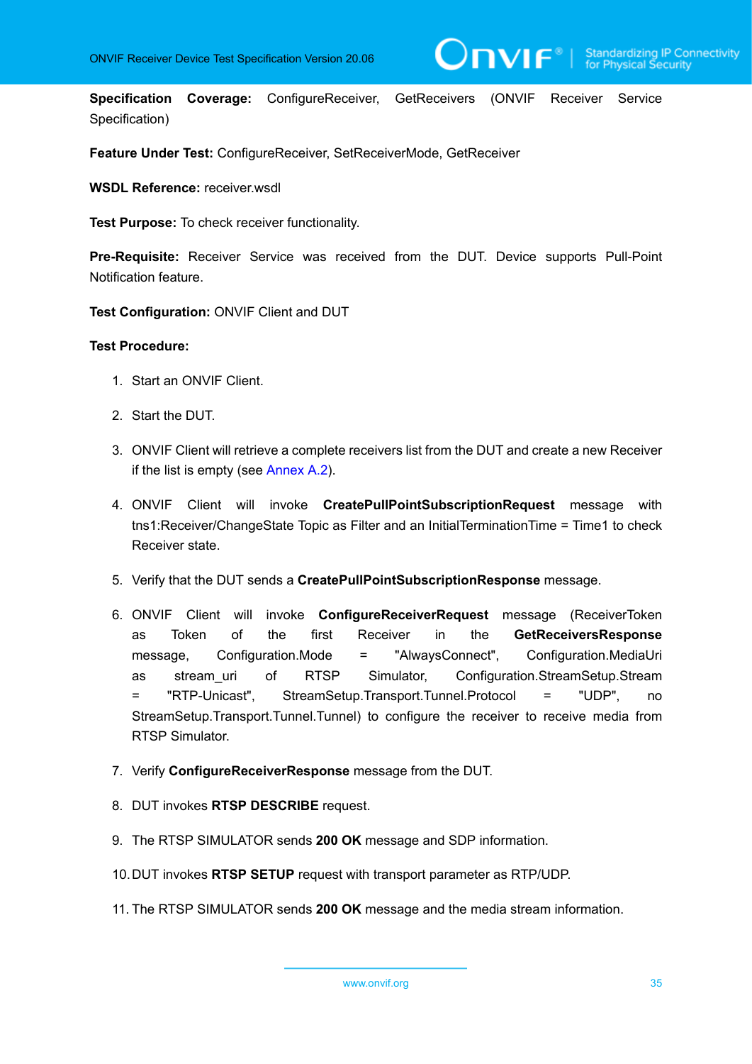**Specification Coverage:** ConfigureReceiver, GetReceivers (ONVIF Receiver Service Specification)

**Feature Under Test:** ConfigureReceiver, SetReceiverMode, GetReceiver

**WSDL Reference:** receiver.wsdl

**Test Purpose:** To check receiver functionality.

**Pre-Requisite:** Receiver Service was received from the DUT. Device supports Pull-Point Notification feature.

**Test Configuration:** ONVIF Client and DUT

**Test Procedure:**

1. Start an ONVIF Client.
2. Start the DUT.
3. ONVIF Client will retrieve a complete receivers list from the DUT and create a new Receiver if the list is empty (see Annex A.2).
4. ONVIF Client will invoke **CreatePullPointSubscriptionRequest** message with tns1:Receiver/ChangeState Topic as Filter and an InitialTerminationTime = Time1 to check Receiver state.
5. Verify that the DUT sends a **CreatePullPointSubscriptionResponse** message.
6. ONVIF Client will invoke **ConfigureReceiverRequest** message (ReceiverToken as Token of the first Receiver in the **GetReceiversResponse** message, Configuration.Mode = "AlwaysConnect", Configuration.MediaUri as stream_uri of RTSP Simulator, Configuration.StreamSetup.Stream = "RTP-Unicast", StreamSetup.Transport.Tunnel.Protocol = "UDP", no StreamSetup.Transport.Tunnel.Tunnel) to configure the receiver to receive media from RTSP Simulator.
7. Verify **ConfigureReceiverResponse** message from the DUT.
8. DUT invokes **RTSP DESCRIBE** request.
9. The RTSP SIMULATOR sends **200 OK** message and SDP information.
10. DUT invokes **RTSP SETUP** request with transport parameter as RTP/UDP.
11. The RTSP SIMULATOR sends **200 OK** message and the media stream information.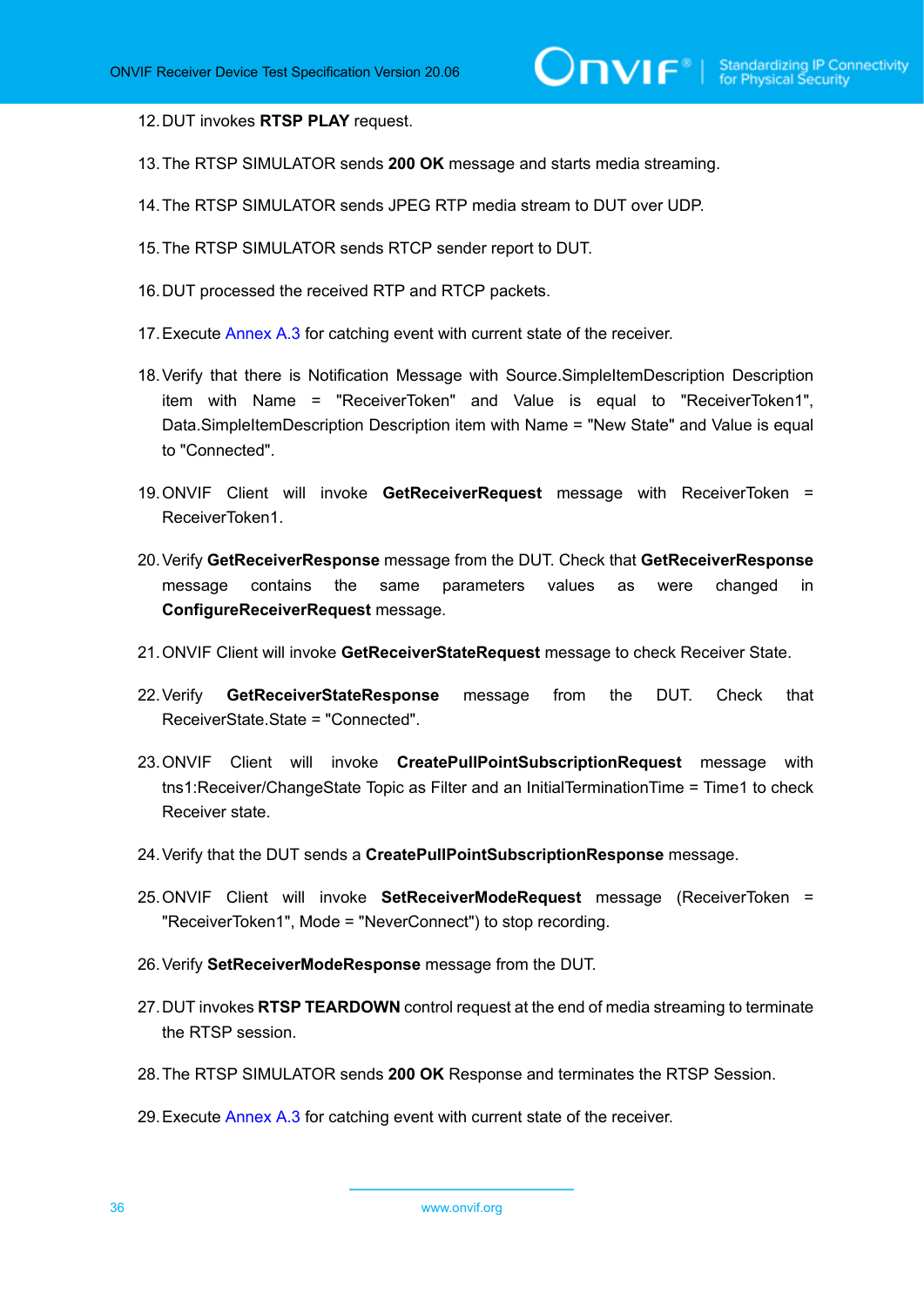12. DUT invokes **RTSP PLAY** request.

13. The RTSP SIMULATOR sends **200 OK** message and starts media streaming.

14. The RTSP SIMULATOR sends JPEG RTP media stream to DUT over UDP.

15. The RTSP SIMULATOR sends RTCP sender report to DUT.

16. DUT processed the received RTP and RTCP packets.

17. Execute Annex A.3 for catching event with current state of the receiver.

18. Verify that there is Notification Message with Source.SimpleItemDescription Description item with Name = "ReceiverToken" and Value is equal to "ReceiverToken1", Data.SimpleItemDescription Description item with Name = "New State" and Value is equal to "Connected".

19. ONVIF Client will invoke **GetReceiverRequest** message with ReceiverToken = ReceiverToken1.

20. Verify **GetReceiverResponse** message from the DUT. Check that **GetReceiverResponse** message contains the same parameters values as were changed in **ConfigureReceiverRequest** message.

21. ONVIF Client will invoke **GetReceiverStateRequest** message to check Receiver State.

22. Verify **GetReceiverStateResponse** message from the DUT. Check that ReceiverState.State = "Connected".

23. ONVIF Client will invoke **CreatePullPointSubscriptionRequest** message with tns1:Receiver/ChangeState Topic as Filter and an InitialTerminationTime = Time1 to check Receiver state.

24. Verify that the DUT sends a **CreatePullPointSubscriptionResponse** message.

25. ONVIF Client will invoke **SetReceiverModeRequest** message (ReceiverToken = "ReceiverToken1", Mode = "NeverConnect") to stop recording.

26. Verify **SetReceiverModeResponse** message from the DUT.

27. DUT invokes **RTSP TEARDOWN** control request at the end of media streaming to terminate the RTSP session.

28. The RTSP SIMULATOR sends **200 OK** Response and terminates the RTSP Session.

29. Execute Annex A.3 for catching event with current state of the receiver.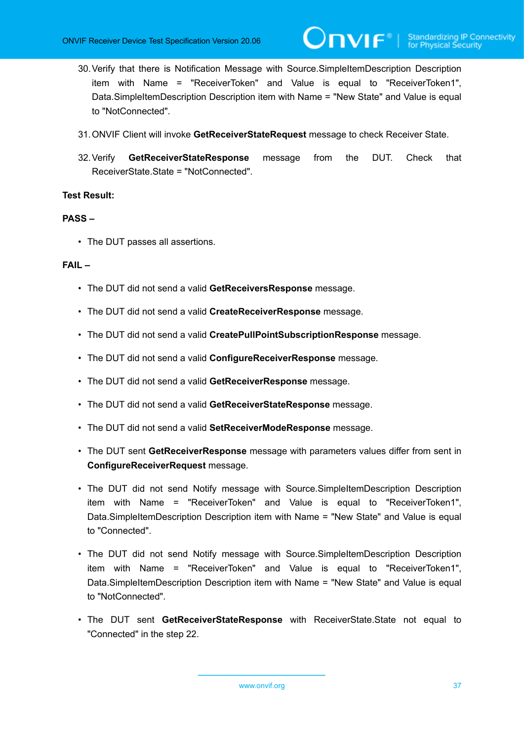30. Verify that there is Notification Message with Source.SimpleItemDescription Description item with Name = "ReceiverToken" and Value is equal to "ReceiverToken1", Data.SimpleItemDescription Description item with Name = "New State" and Value is equal to "NotConnected".

31. ONVIF Client will invoke **GetReceiverStateRequest** message to check Receiver State.

32. Verify **GetReceiverStateResponse** message from the DUT. Check that ReceiverState.State = "NotConnected".

**Test Result:**

**PASS –**

- The DUT passes all assertions.

**FAIL –**

- The DUT did not send a valid **GetReceiversResponse** message.
- The DUT did not send a valid **CreateReceiverResponse** message.
- The DUT did not send a valid **CreatePullPointSubscriptionResponse** message.
- The DUT did not send a valid **ConfigureReceiverResponse** message.
- The DUT did not send a valid **GetReceiverResponse** message.
- The DUT did not send a valid **GetReceiverStateResponse** message.
- The DUT did not send a valid **SetReceiverModeResponse** message.
- The DUT sent **GetReceiverResponse** message with parameters values differ from sent in **ConfigureReceiverRequest** message.
- The DUT did not send Notify message with Source.SimpleItemDescription Description item with Name = "ReceiverToken" and Value is equal to "ReceiverToken1", Data.SimpleItemDescription Description item with Name = "New State" and Value is equal to "Connected".
- The DUT did not send Notify message with Source.SimpleItemDescription Description item with Name = "ReceiverToken" and Value is equal to "ReceiverToken1", Data.SimpleItemDescription Description item with Name = "New State" and Value is equal to "NotConnected".
- The DUT sent **GetReceiverStateResponse** with ReceiverState.State not equal to "Connected" in the step 22.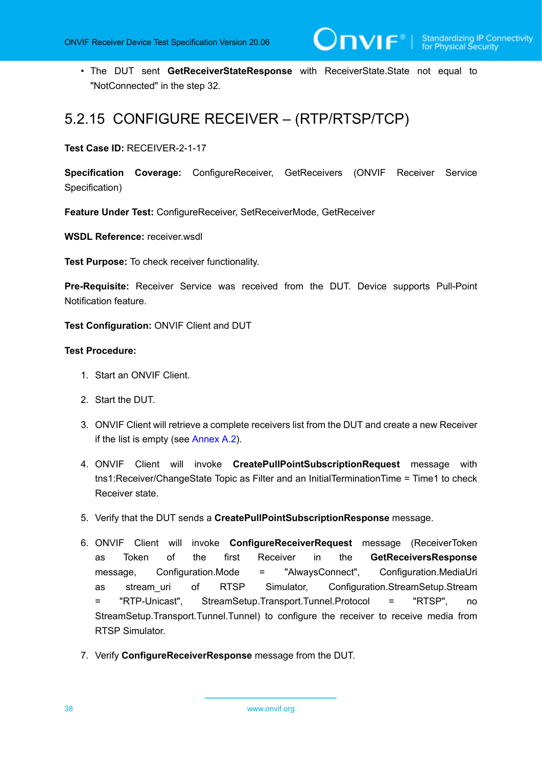- The DUT sent **GetReceiverStateResponse** with ReceiverState.State not equal to "NotConnected" in the step 32.

## 5.2.15 CONFIGURE RECEIVER – (RTP/RTSP/TCP)

**Test Case ID:** RECEIVER-2-1-17

**Specification Coverage:** ConfigureReceiver, GetReceivers (ONVIF Receiver Service Specification)

**Feature Under Test:** ConfigureReceiver, SetReceiverMode, GetReceiver

**WSDL Reference:** receiver.wsdl

**Test Purpose:** To check receiver functionality.

**Pre-Requisite:** Receiver Service was received from the DUT. Device supports Pull-Point Notification feature.

**Test Configuration:** ONVIF Client and DUT

**Test Procedure:**

1. Start an ONVIF Client.
2. Start the DUT.
3. ONVIF Client will retrieve a complete receivers list from the DUT and create a new Receiver if the list is empty (see Annex A.2).
4. ONVIF Client will invoke **CreatePullPointSubscriptionRequest** message with tns1:Receiver/ChangeState Topic as Filter and an InitialTerminationTime = Time1 to check Receiver state.
5. Verify that the DUT sends a **CreatePullPointSubscriptionResponse** message.
6. ONVIF Client will invoke **ConfigureReceiverRequest** message (ReceiverToken as Token of the first Receiver in the **GetReceiversResponse** message, Configuration.Mode = "AlwaysConnect", Configuration.MediaUri as stream_uri of RTSP Simulator, Configuration.StreamSetup.Stream = "RTP-Unicast", StreamSetup.Transport.Tunnel.Protocol = "RTSP", no StreamSetup.Transport.Tunnel.Tunnel) to configure the receiver to receive media from RTSP Simulator.
7. Verify **ConfigureReceiverResponse** message from the DUT.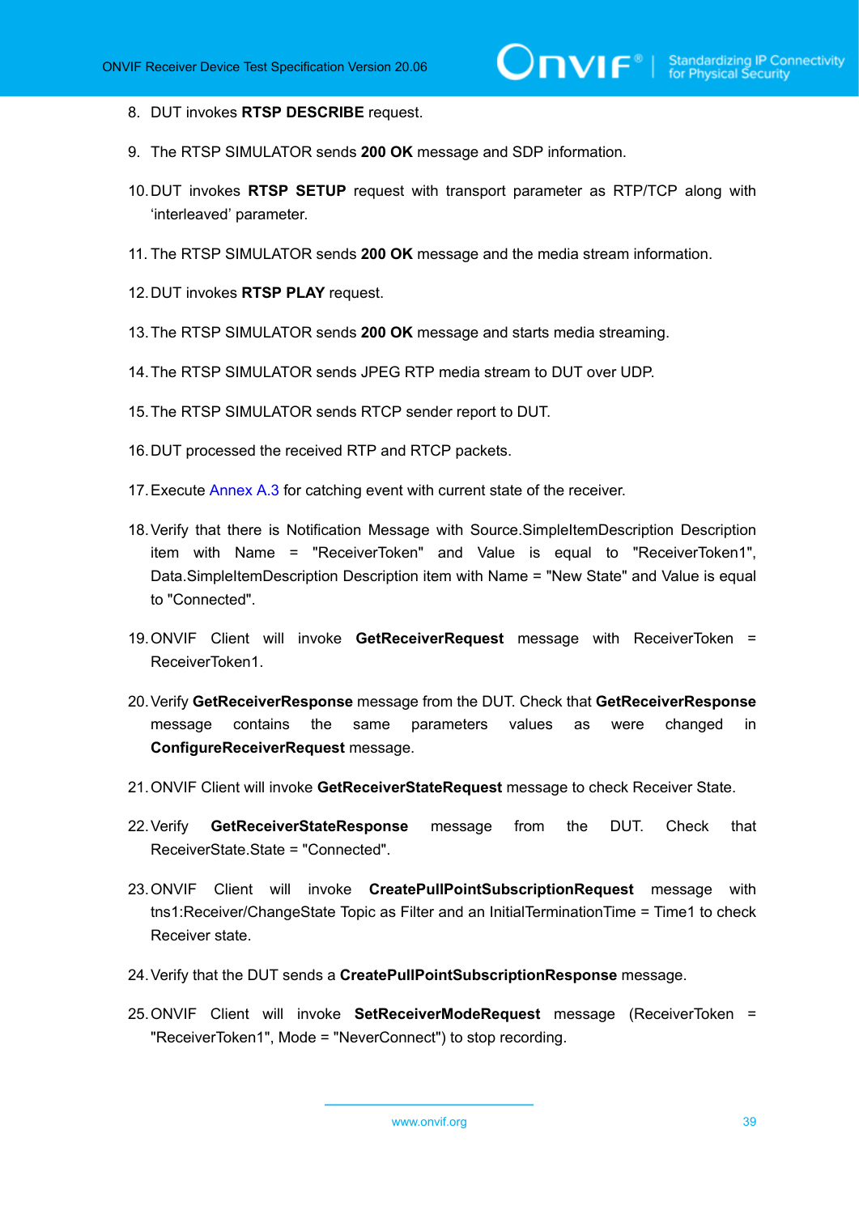8. DUT invokes **RTSP DESCRIBE** request.

9. The RTSP SIMULATOR sends **200 OK** message and SDP information.

10. DUT invokes **RTSP SETUP** request with transport parameter as RTP/TCP along with 'interleaved' parameter.

11. The RTSP SIMULATOR sends **200 OK** message and the media stream information.

12. DUT invokes **RTSP PLAY** request.

13. The RTSP SIMULATOR sends **200 OK** message and starts media streaming.

14. The RTSP SIMULATOR sends JPEG RTP media stream to DUT over UDP.

15. The RTSP SIMULATOR sends RTCP sender report to DUT.

16. DUT processed the received RTP and RTCP packets.

17. Execute Annex A.3 for catching event with current state of the receiver.

18. Verify that there is Notification Message with Source.SimpleItemDescription Description item with Name = "ReceiverToken" and Value is equal to "ReceiverToken1", Data.SimpleItemDescription Description item with Name = "New State" and Value is equal to "Connected".

19. ONVIF Client will invoke **GetReceiverRequest** message with ReceiverToken = ReceiverToken1.

20. Verify **GetReceiverResponse** message from the DUT. Check that **GetReceiverResponse** message contains the same parameters values as were changed in **ConfigureReceiverRequest** message.

21. ONVIF Client will invoke **GetReceiverStateRequest** message to check Receiver State.

22. Verify **GetReceiverStateResponse** message from the DUT. Check that ReceiverState.State = "Connected".

23. ONVIF Client will invoke **CreatePullPointSubscriptionRequest** message with tns1:Receiver/ChangeState Topic as Filter and an InitialTerminationTime = Time1 to check Receiver state.

24. Verify that the DUT sends a **CreatePullPointSubscriptionResponse** message.

25. ONVIF Client will invoke **SetReceiverModeRequest** message (ReceiverToken = "ReceiverToken1", Mode = "NeverConnect") to stop recording.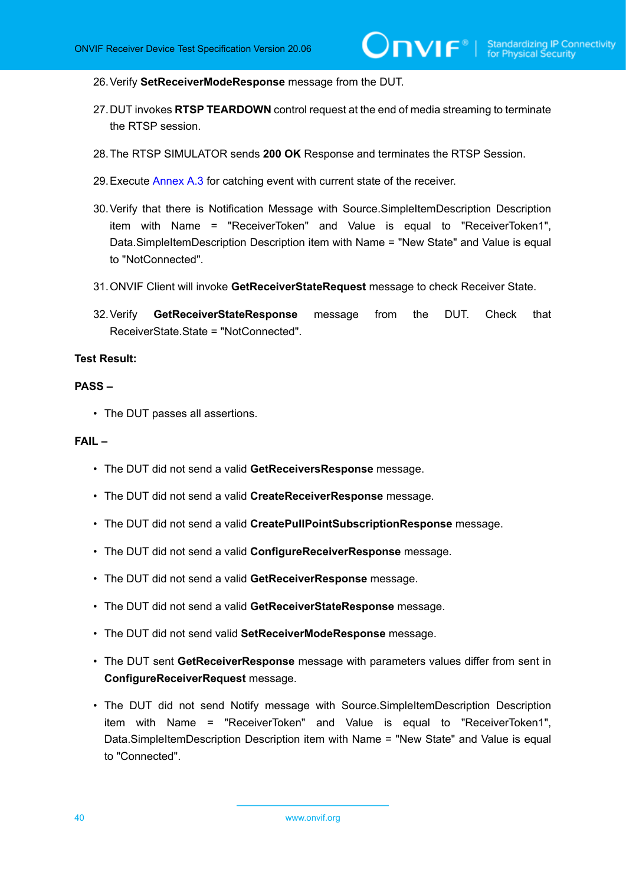26. Verify **SetReceiverModeResponse** message from the DUT.

27. DUT invokes **RTSP TEARDOWN** control request at the end of media streaming to terminate the RTSP session.

28. The RTSP SIMULATOR sends **200 OK** Response and terminates the RTSP Session.

29. Execute Annex A.3 for catching event with current state of the receiver.

30. Verify that there is Notification Message with Source.SimpleItemDescription Description item with Name = "ReceiverToken" and Value is equal to "ReceiverToken1", Data.SimpleItemDescription Description item with Name = "New State" and Value is equal to "NotConnected".

31. ONVIF Client will invoke **GetReceiverStateRequest** message to check Receiver State.

32. Verify **GetReceiverStateResponse** message from the DUT. Check that ReceiverState.State = "NotConnected".

**Test Result:**

**PASS –**

- The DUT passes all assertions.

**FAIL –**

- The DUT did not send a valid **GetReceiversResponse** message.
- The DUT did not send a valid **CreateReceiverResponse** message.
- The DUT did not send a valid **CreatePullPointSubscriptionResponse** message.
- The DUT did not send a valid **ConfigureReceiverResponse** message.
- The DUT did not send a valid **GetReceiverResponse** message.
- The DUT did not send a valid **GetReceiverStateResponse** message.
- The DUT did not send valid **SetReceiverModeResponse** message.
- The DUT sent **GetReceiverResponse** message with parameters values differ from sent in **ConfigureReceiverRequest** message.
- The DUT did not send Notify message with Source.SimpleItemDescription Description item with Name = "ReceiverToken" and Value is equal to "ReceiverToken1", Data.SimpleItemDescription Description item with Name = "New State" and Value is equal to "Connected".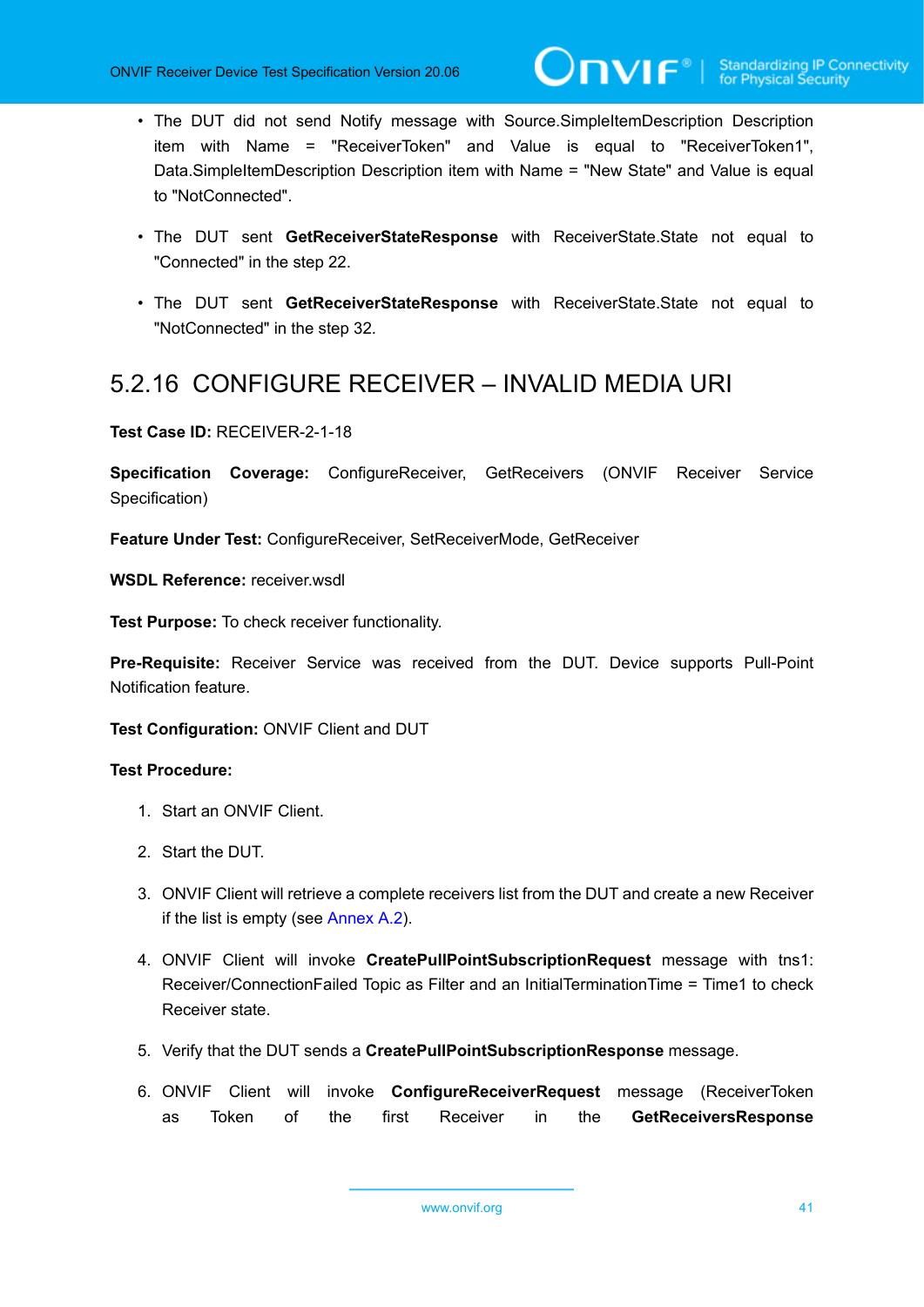- The DUT did not send Notify message with Source.SimpleItemDescription Description item with Name = "ReceiverToken" and Value is equal to "ReceiverToken1", Data.SimpleItemDescription Description item with Name = "New State" and Value is equal to "NotConnected".
- The DUT sent **GetReceiverStateResponse** with ReceiverState.State not equal to "Connected" in the step 22.
- The DUT sent **GetReceiverStateResponse** with ReceiverState.State not equal to "NotConnected" in the step 32.

## 5.2.16 CONFIGURE RECEIVER – INVALID MEDIA URI

**Test Case ID:** RECEIVER-2-1-18

**Specification Coverage:** ConfigureReceiver, GetReceivers (ONVIF Receiver Service Specification)

**Feature Under Test:** ConfigureReceiver, SetReceiverMode, GetReceiver

**WSDL Reference:** receiver.wsdl

**Test Purpose:** To check receiver functionality.

**Pre-Requisite:** Receiver Service was received from the DUT. Device supports Pull-Point Notification feature.

**Test Configuration:** ONVIF Client and DUT

**Test Procedure:**

1. Start an ONVIF Client.
2. Start the DUT.
3. ONVIF Client will retrieve a complete receivers list from the DUT and create a new Receiver if the list is empty (see Annex A.2).
4. ONVIF Client will invoke **CreatePullPointSubscriptionRequest** message with tns1: Receiver/ConnectionFailed Topic as Filter and an InitialTerminationTime = Time1 to check Receiver state.
5. Verify that the DUT sends a **CreatePullPointSubscriptionResponse** message.
6. ONVIF Client will invoke **ConfigureReceiverRequest** message (ReceiverToken as Token of the first Receiver in the **GetReceiversResponse**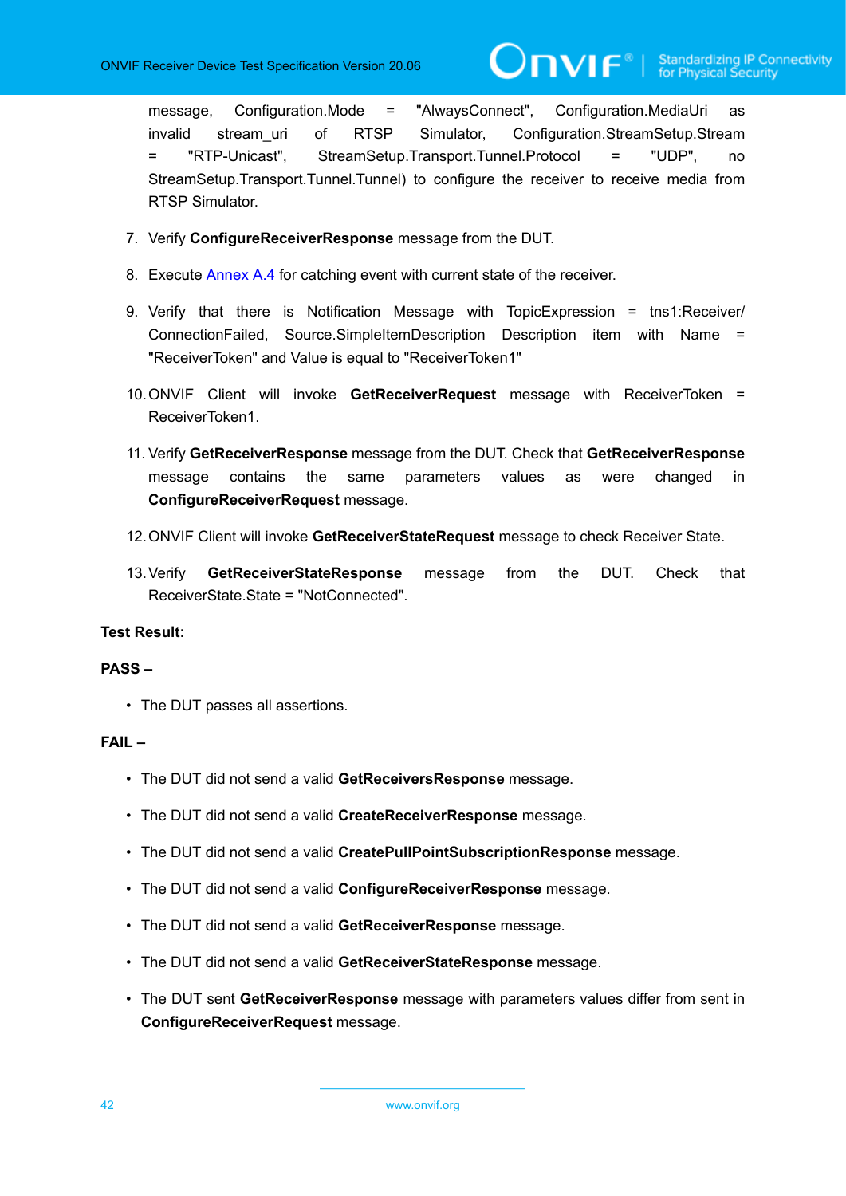message, Configuration.Mode = "AlwaysConnect", Configuration.MediaUri as invalid stream_uri of RTSP Simulator, Configuration.StreamSetup.Stream = "RTP-Unicast", StreamSetup.Transport.Tunnel.Protocol = "UDP", no StreamSetup.Transport.Tunnel.Tunnel) to configure the receiver to receive media from RTSP Simulator.

7. Verify **ConfigureReceiverResponse** message from the DUT.

8. Execute Annex A.4 for catching event with current state of the receiver.

9. Verify that there is Notification Message with TopicExpression = tns1:Receiver/ConnectionFailed, Source.SimpleItemDescription Description item with Name = "ReceiverToken" and Value is equal to "ReceiverToken1"

10. ONVIF Client will invoke **GetReceiverRequest** message with ReceiverToken = ReceiverToken1.

11. Verify **GetReceiverResponse** message from the DUT. Check that **GetReceiverResponse** message contains the same parameters values as were changed in **ConfigureReceiverRequest** message.

12. ONVIF Client will invoke **GetReceiverStateRequest** message to check Receiver State.

13. Verify **GetReceiverStateResponse** message from the DUT. Check that ReceiverState.State = "NotConnected".

**Test Result:**

**PASS –**

- The DUT passes all assertions.

**FAIL –**

- The DUT did not send a valid **GetReceiversResponse** message.
- The DUT did not send a valid **CreateReceiverResponse** message.
- The DUT did not send a valid **CreatePullPointSubscriptionResponse** message.
- The DUT did not send a valid **ConfigureReceiverResponse** message.
- The DUT did not send a valid **GetReceiverResponse** message.
- The DUT did not send a valid **GetReceiverStateResponse** message.
- The DUT sent **GetReceiverResponse** message with parameters values differ from sent in **ConfigureReceiverRequest** message.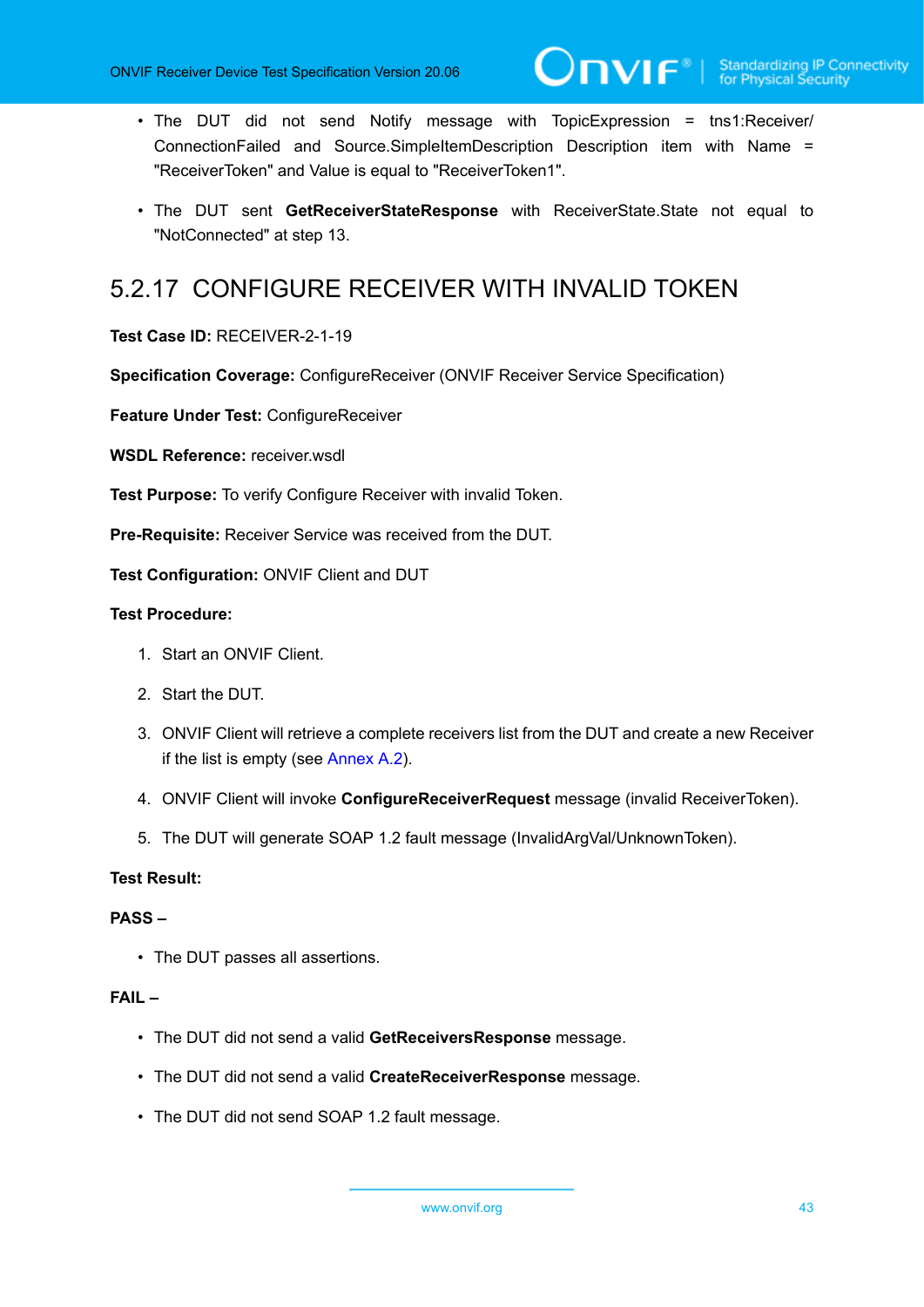- The DUT did not send Notify message with TopicExpression = tns1:Receiver/ConnectionFailed and Source.SimpleItemDescription Description item with Name = "ReceiverToken" and Value is equal to "ReceiverToken1".
- The DUT sent **GetReceiverStateResponse** with ReceiverState.State not equal to "NotConnected" at step 13.

## 5.2.17 CONFIGURE RECEIVER WITH INVALID TOKEN

**Test Case ID:** RECEIVER-2-1-19

**Specification Coverage:** ConfigureReceiver (ONVIF Receiver Service Specification)

**Feature Under Test:** ConfigureReceiver

**WSDL Reference:** receiver.wsdl

**Test Purpose:** To verify Configure Receiver with invalid Token.

**Pre-Requisite:** Receiver Service was received from the DUT.

**Test Configuration:** ONVIF Client and DUT

**Test Procedure:**

1. Start an ONVIF Client.
2. Start the DUT.
3. ONVIF Client will retrieve a complete receivers list from the DUT and create a new Receiver if the list is empty (see Annex A.2).
4. ONVIF Client will invoke **ConfigureReceiverRequest** message (invalid ReceiverToken).
5. The DUT will generate SOAP 1.2 fault message (InvalidArgVal/UnknownToken).

**Test Result:**

**PASS –**

- The DUT passes all assertions.

**FAIL –**

- The DUT did not send a valid **GetReceiversResponse** message.
- The DUT did not send a valid **CreateReceiverResponse** message.
- The DUT did not send SOAP 1.2 fault message.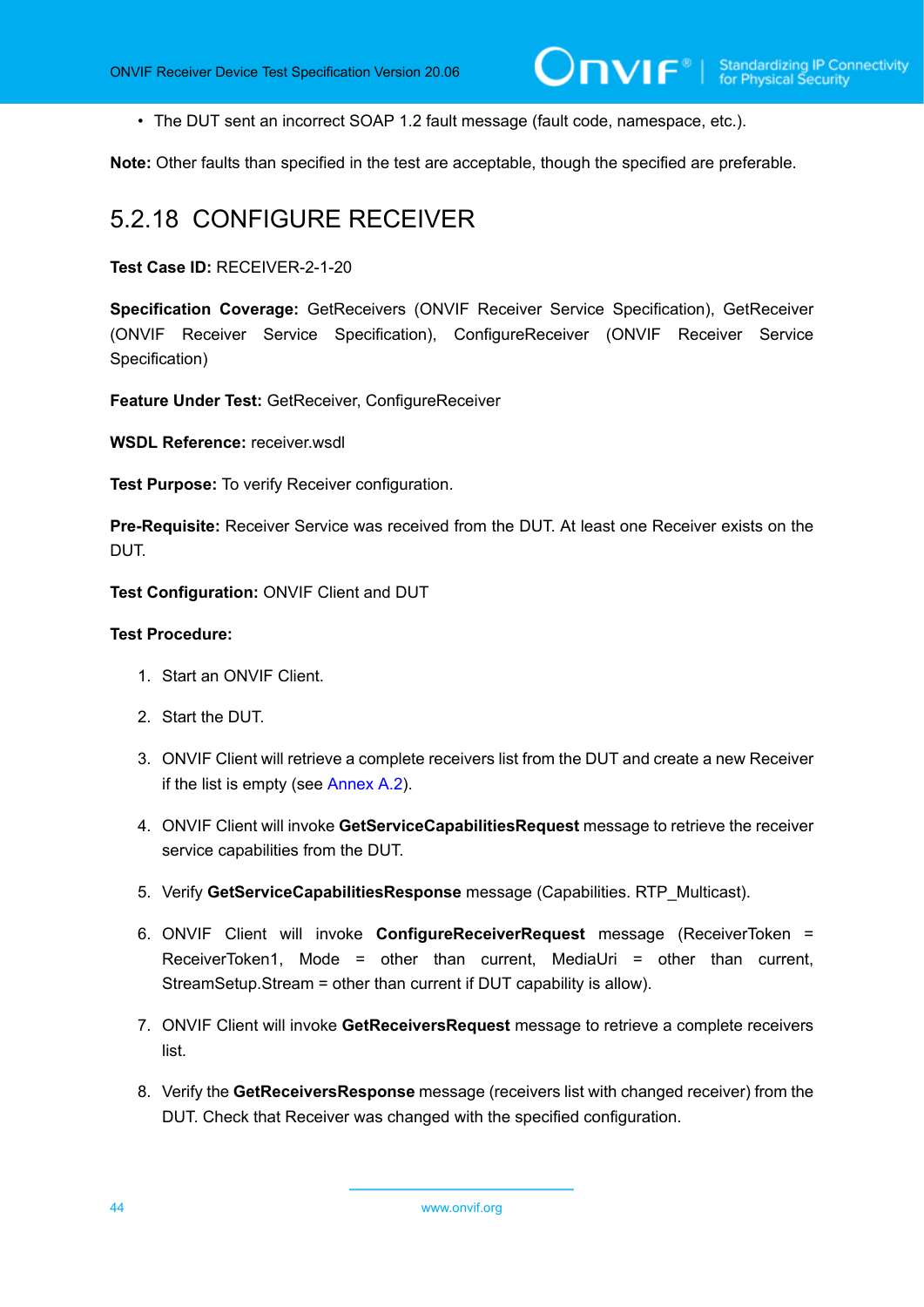- The DUT sent an incorrect SOAP 1.2 fault message (fault code, namespace, etc.).

**Note:** Other faults than specified in the test are acceptable, though the specified are preferable.

## 5.2.18 CONFIGURE RECEIVER

**Test Case ID:** RECEIVER-2-1-20

**Specification Coverage:** GetReceivers (ONVIF Receiver Service Specification), GetReceiver (ONVIF Receiver Service Specification), ConfigureReceiver (ONVIF Receiver Service Specification)

**Feature Under Test:** GetReceiver, ConfigureReceiver

**WSDL Reference:** receiver.wsdl

**Test Purpose:** To verify Receiver configuration.

**Pre-Requisite:** Receiver Service was received from the DUT. At least one Receiver exists on the DUT.

**Test Configuration:** ONVIF Client and DUT

**Test Procedure:**

1. Start an ONVIF Client.
2. Start the DUT.
3. ONVIF Client will retrieve a complete receivers list from the DUT and create a new Receiver if the list is empty (see Annex A.2).
4. ONVIF Client will invoke **GetServiceCapabilitiesRequest** message to retrieve the receiver service capabilities from the DUT.
5. Verify **GetServiceCapabilitiesResponse** message (Capabilities. RTP_Multicast).
6. ONVIF Client will invoke **ConfigureReceiverRequest** message (ReceiverToken = ReceiverToken1, Mode = other than current, MediaUri = other than current, StreamSetup.Stream = other than current if DUT capability is allow).
7. ONVIF Client will invoke **GetReceiversRequest** message to retrieve a complete receivers list.
8. Verify the **GetReceiversResponse** message (receivers list with changed receiver) from the DUT. Check that Receiver was changed with the specified configuration.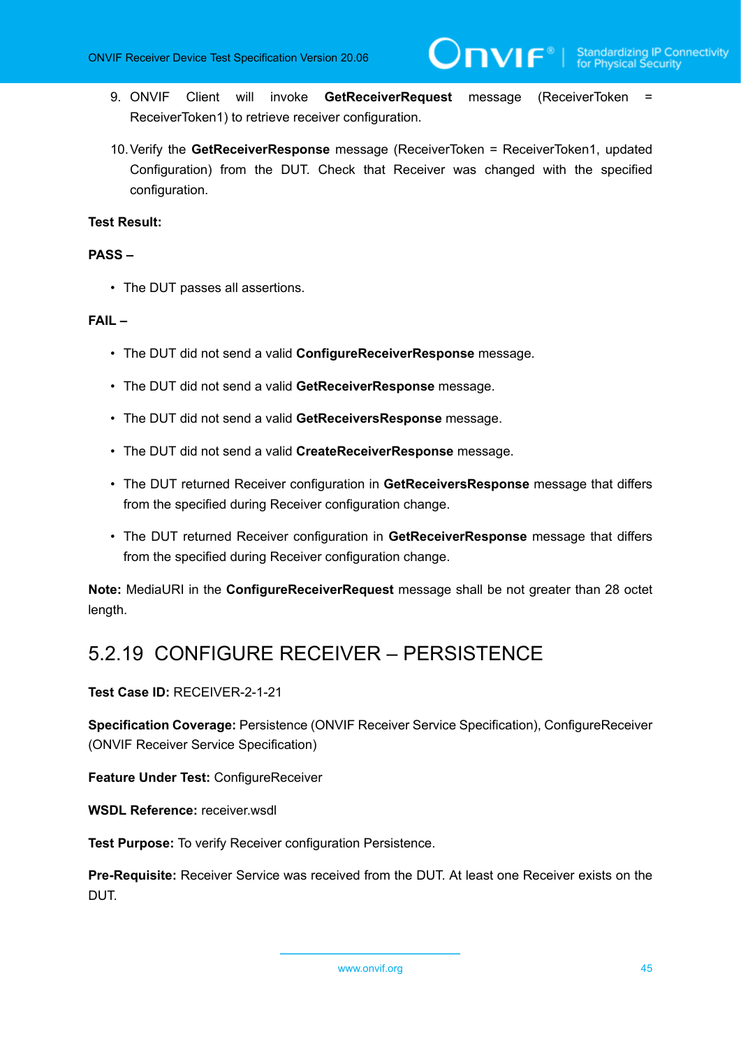9. ONVIF Client will invoke **GetReceiverRequest** message (ReceiverToken = ReceiverToken1) to retrieve receiver configuration.

10. Verify the **GetReceiverResponse** message (ReceiverToken = ReceiverToken1, updated Configuration) from the DUT. Check that Receiver was changed with the specified configuration.

**Test Result:**

**PASS –**

- The DUT passes all assertions.

**FAIL –**

- The DUT did not send a valid **ConfigureReceiverResponse** message.
- The DUT did not send a valid **GetReceiverResponse** message.
- The DUT did not send a valid **GetReceiversResponse** message.
- The DUT did not send a valid **CreateReceiverResponse** message.
- The DUT returned Receiver configuration in **GetReceiversResponse** message that differs from the specified during Receiver configuration change.
- The DUT returned Receiver configuration in **GetReceiverResponse** message that differs from the specified during Receiver configuration change.

**Note:** MediaURI in the **ConfigureReceiverRequest** message shall be not greater than 28 octet length.

### 5.2.19 CONFIGURE RECEIVER – PERSISTENCE

**Test Case ID:** RECEIVER-2-1-21

**Specification Coverage:** Persistence (ONVIF Receiver Service Specification), ConfigureReceiver (ONVIF Receiver Service Specification)

**Feature Under Test:** ConfigureReceiver

**WSDL Reference:** receiver.wsdl

**Test Purpose:** To verify Receiver configuration Persistence.

**Pre-Requisite:** Receiver Service was received from the DUT. At least one Receiver exists on the DUT.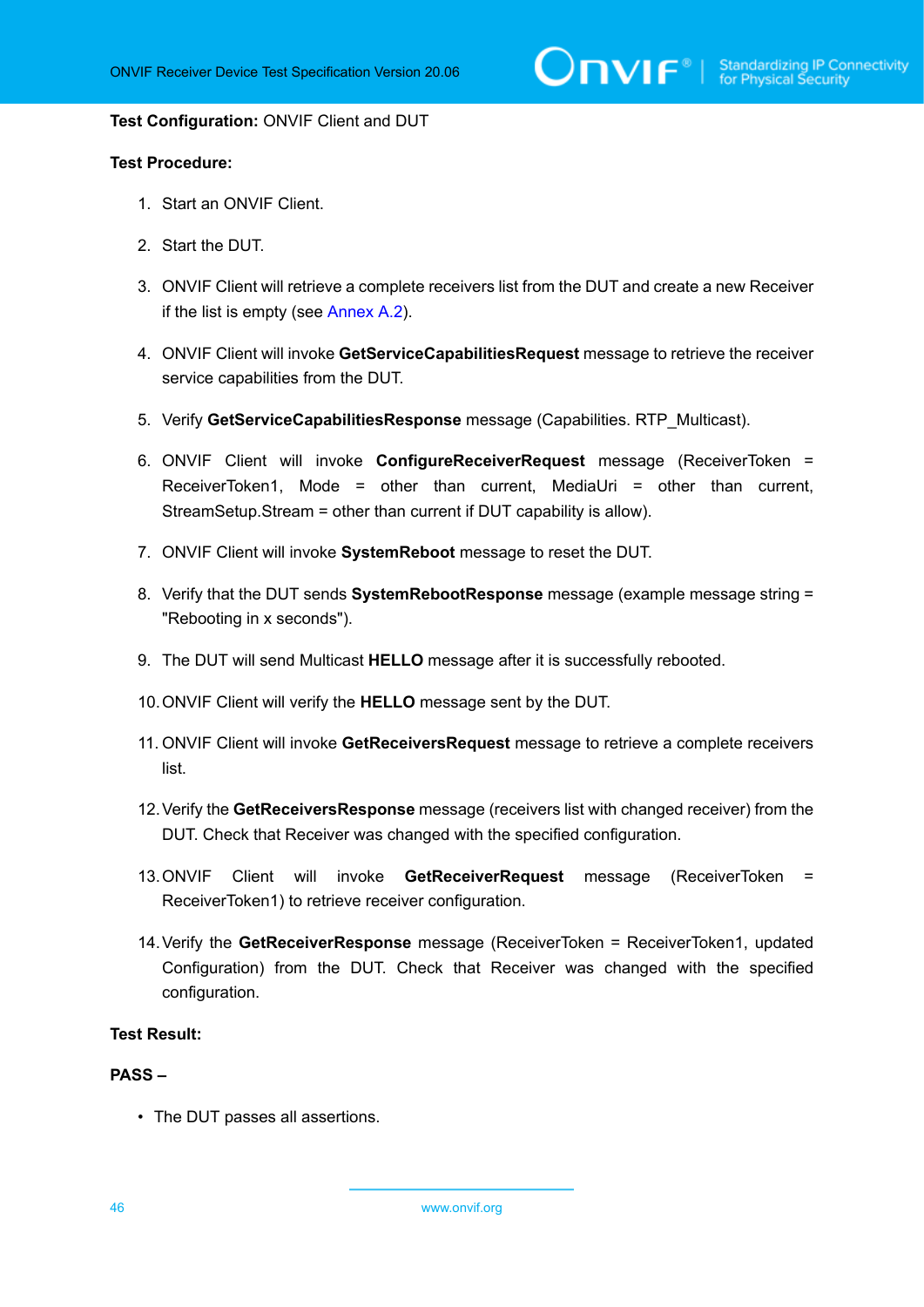**Test Configuration:** ONVIF Client and DUT

**Test Procedure:**

1. Start an ONVIF Client.
2. Start the DUT.
3. ONVIF Client will retrieve a complete receivers list from the DUT and create a new Receiver if the list is empty (see Annex A.2).
4. ONVIF Client will invoke **GetServiceCapabilitiesRequest** message to retrieve the receiver service capabilities from the DUT.
5. Verify **GetServiceCapabilitiesResponse** message (Capabilities. RTP_Multicast).
6. ONVIF Client will invoke **ConfigureReceiverRequest** message (ReceiverToken = ReceiverToken1, Mode = other than current, MediaUri = other than current, StreamSetup.Stream = other than current if DUT capability is allow).
7. ONVIF Client will invoke **SystemReboot** message to reset the DUT.
8. Verify that the DUT sends **SystemRebootResponse** message (example message string = "Rebooting in x seconds").
9. The DUT will send Multicast **HELLO** message after it is successfully rebooted.
10. ONVIF Client will verify the **HELLO** message sent by the DUT.
11. ONVIF Client will invoke **GetReceiversRequest** message to retrieve a complete receivers list.
12. Verify the **GetReceiversResponse** message (receivers list with changed receiver) from the DUT. Check that Receiver was changed with the specified configuration.
13. ONVIF Client will invoke **GetReceiverRequest** message (ReceiverToken = ReceiverToken1) to retrieve receiver configuration.
14. Verify the **GetReceiverResponse** message (ReceiverToken = ReceiverToken1, updated Configuration) from the DUT. Check that Receiver was changed with the specified configuration.

**Test Result:**

**PASS –**

- The DUT passes all assertions.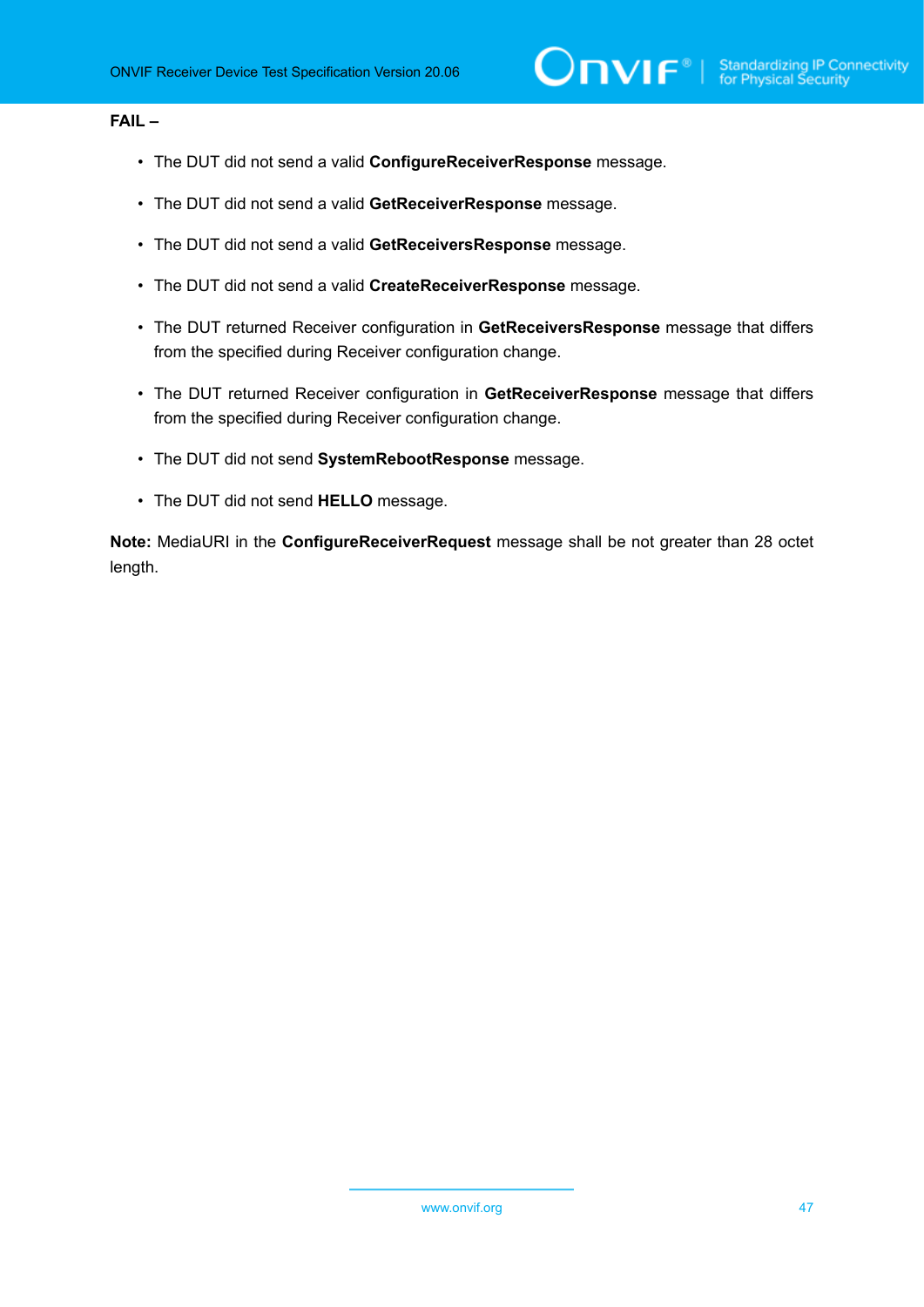**FAIL –**

- The DUT did not send a valid **ConfigureReceiverResponse** message.
- The DUT did not send a valid **GetReceiverResponse** message.
- The DUT did not send a valid **GetReceiversResponse** message.
- The DUT did not send a valid **CreateReceiverResponse** message.
- The DUT returned Receiver configuration in **GetReceiversResponse** message that differs from the specified during Receiver configuration change.
- The DUT returned Receiver configuration in **GetReceiverResponse** message that differs from the specified during Receiver configuration change.
- The DUT did not send **SystemRebootResponse** message.
- The DUT did not send **HELLO** message.

**Note:** MediaURI in the **ConfigureReceiverRequest** message shall be not greater than 28 octet length.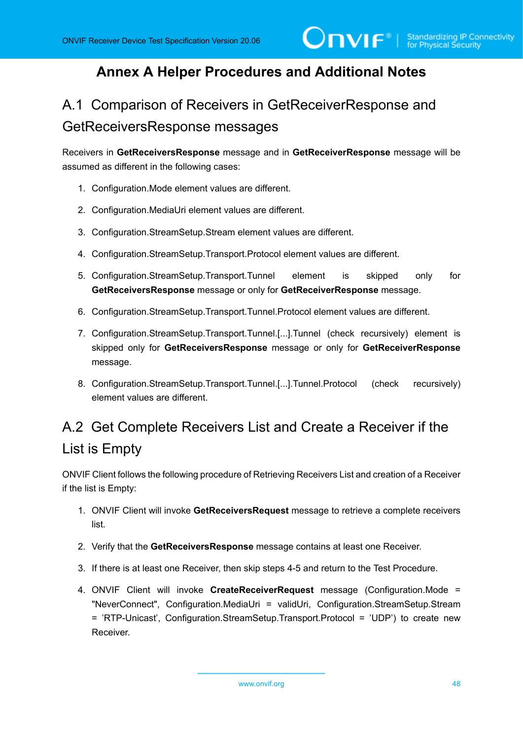# Annex A Helper Procedures and Additional Notes

## A.1 Comparison of Receivers in GetReceiverResponse and GetReceiversResponse messages

Receivers in **GetReceiversResponse** message and in **GetReceiverResponse** message will be assumed as different in the following cases:

1. Configuration.Mode element values are different.
2. Configuration.MediaUri element values are different.
3. Configuration.StreamSetup.Stream element values are different.
4. Configuration.StreamSetup.Transport.Protocol element values are different.
5. Configuration.StreamSetup.Transport.Tunnel element is skipped only for **GetReceiversResponse** message or only for **GetReceiverResponse** message.
6. Configuration.StreamSetup.Transport.Tunnel.Protocol element values are different.
7. Configuration.StreamSetup.Transport.Tunnel.[...].Tunnel (check recursively) element is skipped only for **GetReceiversResponse** message or only for **GetReceiverResponse** message.
8. Configuration.StreamSetup.Transport.Tunnel.[...].Tunnel.Protocol (check recursively) element values are different.

## A.2 Get Complete Receivers List and Create a Receiver if the List is Empty

ONVIF Client follows the following procedure of Retrieving Receivers List and creation of a Receiver if the list is Empty:

1. ONVIF Client will invoke **GetReceiversRequest** message to retrieve a complete receivers list.
2. Verify that the **GetReceiversResponse** message contains at least one Receiver.
3. If there is at least one Receiver, then skip steps 4-5 and return to the Test Procedure.
4. ONVIF Client will invoke **CreateReceiverRequest** message (Configuration.Mode = "NeverConnect", Configuration.MediaUri = validUri, Configuration.StreamSetup.Stream = 'RTP-Unicast', Configuration.StreamSetup.Transport.Protocol = 'UDP') to create new Receiver.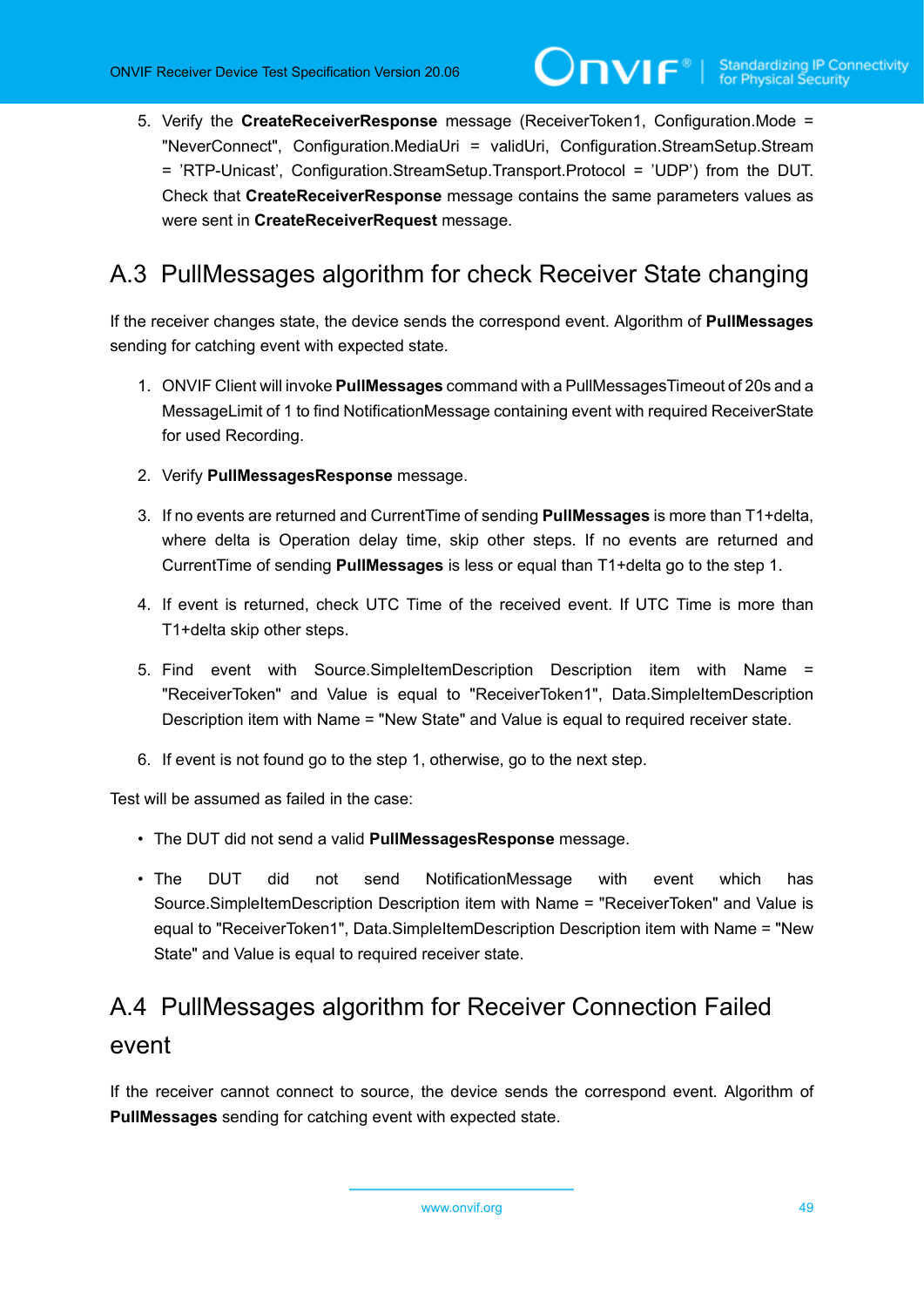5. Verify the **CreateReceiverResponse** message (ReceiverToken1, Configuration.Mode = "NeverConnect", Configuration.MediaUri = validUri, Configuration.StreamSetup.Stream = 'RTP-Unicast', Configuration.StreamSetup.Transport.Protocol = 'UDP') from the DUT. Check that **CreateReceiverResponse** message contains the same parameters values as were sent in **CreateReceiverRequest** message.

## A.3 PullMessages algorithm for check Receiver State changing

If the receiver changes state, the device sends the correspond event. Algorithm of **PullMessages** sending for catching event with expected state.

1. ONVIF Client will invoke **PullMessages** command with a PullMessagesTimeout of 20s and a MessageLimit of 1 to find NotificationMessage containing event with required ReceiverState for used Recording.

2. Verify **PullMessagesResponse** message.

3. If no events are returned and CurrentTime of sending **PullMessages** is more than T1+delta, where delta is Operation delay time, skip other steps. If no events are returned and CurrentTime of sending **PullMessages** is less or equal than T1+delta go to the step 1.

4. If event is returned, check UTC Time of the received event. If UTC Time is more than T1+delta skip other steps.

5. Find event with Source.SimpleItemDescription Description item with Name = "ReceiverToken" and Value is equal to "ReceiverToken1", Data.SimpleItemDescription Description item with Name = "New State" and Value is equal to required receiver state.

6. If event is not found go to the step 1, otherwise, go to the next step.

Test will be assumed as failed in the case:

- The DUT did not send a valid **PullMessagesResponse** message.

- The DUT did not send NotificationMessage with event which has Source.SimpleItemDescription Description item with Name = "ReceiverToken" and Value is equal to "ReceiverToken1", Data.SimpleItemDescription Description item with Name = "New State" and Value is equal to required receiver state.

## A.4 PullMessages algorithm for Receiver Connection Failed event

If the receiver cannot connect to source, the device sends the correspond event. Algorithm of **PullMessages** sending for catching event with expected state.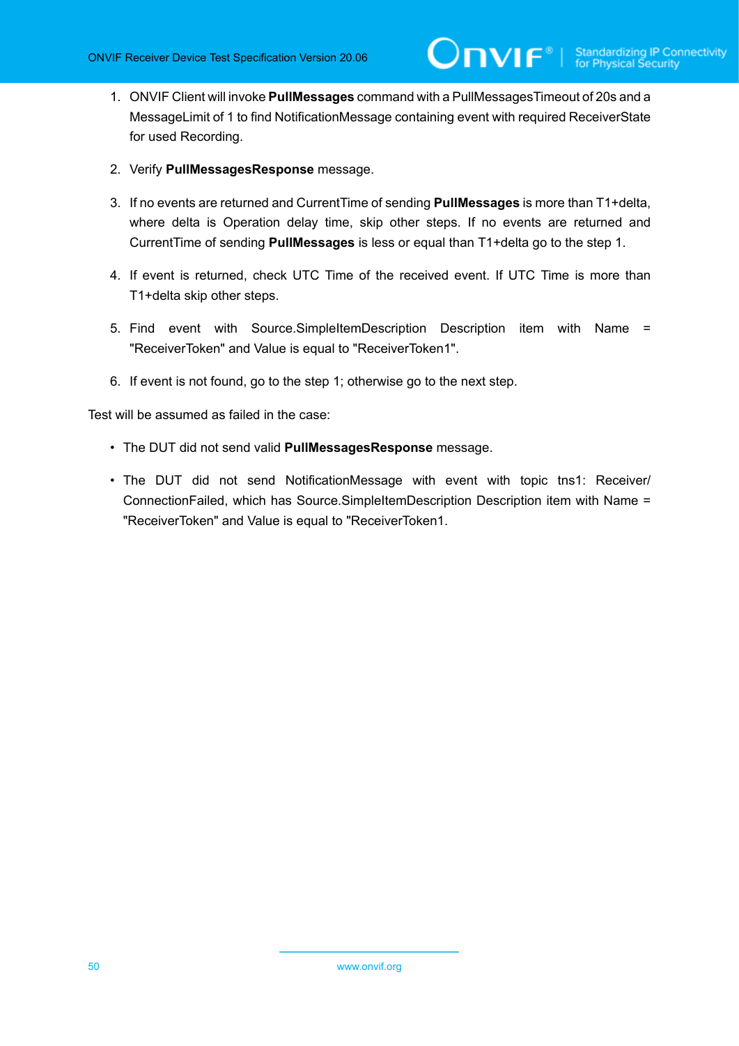1. ONVIF Client will invoke **PullMessages** command with a PullMessagesTimeout of 20s and a MessageLimit of 1 to find NotificationMessage containing event with required ReceiverState for used Recording.

2. Verify **PullMessagesResponse** message.

3. If no events are returned and CurrentTime of sending **PullMessages** is more than T1+delta, where delta is Operation delay time, skip other steps. If no events are returned and CurrentTime of sending **PullMessages** is less or equal than T1+delta go to the step 1.

4. If event is returned, check UTC Time of the received event. If UTC Time is more than T1+delta skip other steps.

5. Find event with Source.SimpleItemDescription Description item with Name = "ReceiverToken" and Value is equal to "ReceiverToken1".

6. If event is not found, go to the step 1; otherwise go to the next step.

Test will be assumed as failed in the case:

- The DUT did not send valid **PullMessagesResponse** message.

- The DUT did not send NotificationMessage with event with topic tns1: Receiver/ConnectionFailed, which has Source.SimpleItemDescription Description item with Name = "ReceiverToken" and Value is equal to "ReceiverToken1.